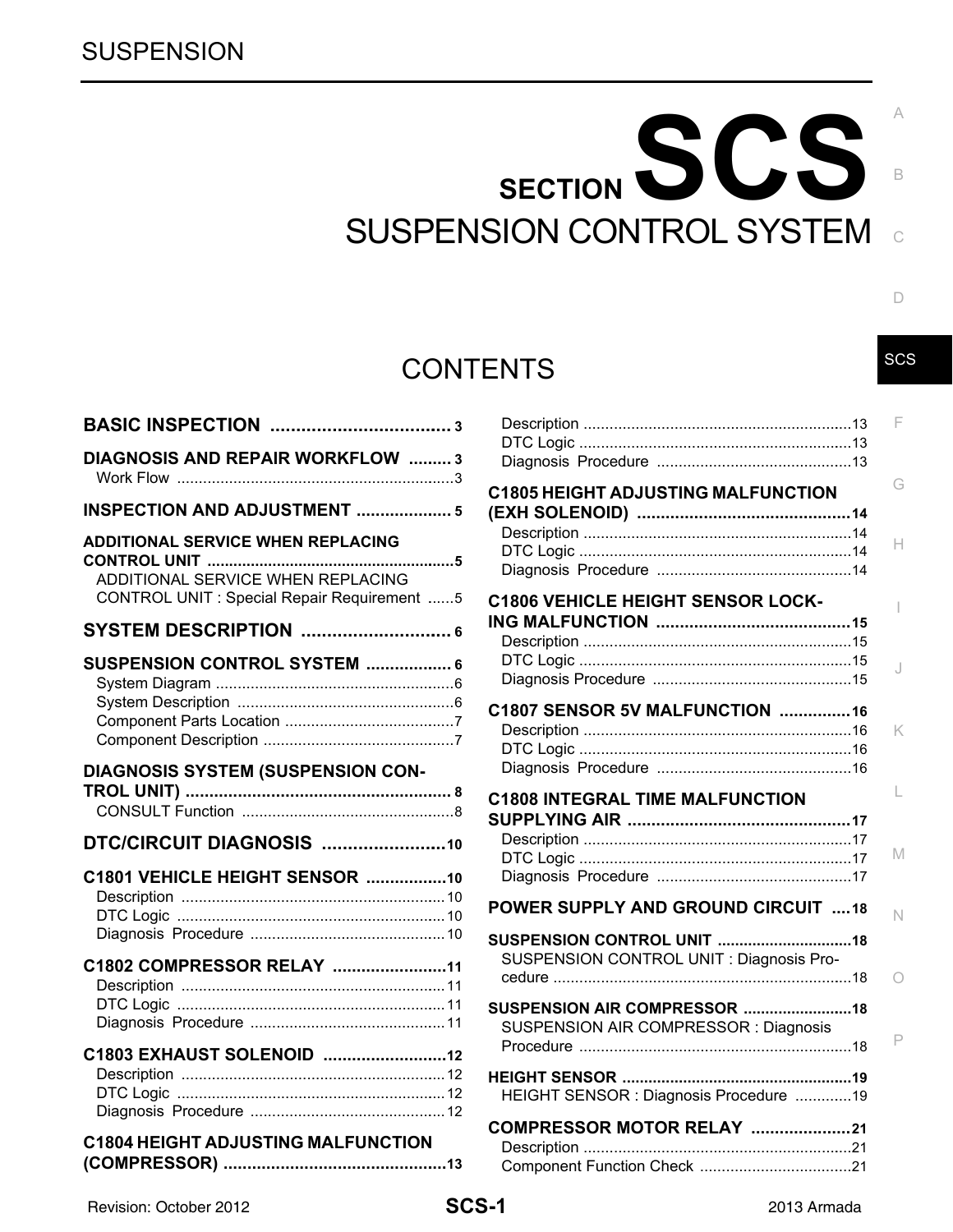SUSPENSION

# SECTION SCS

# SUSPENSION CONTROL SYSTEM

## CONTENTS

**BASIC INSPECTION** ..................................... 3

**DIAGNOSIS AND REPAIR WORKFLOW** ......... 3
- Work Flow ................................................................3

**INSPECTION AND ADJUSTMENT** .................... 5

**ADDITIONAL SERVICE WHEN REPLACING CONTROL UNIT** ........................................................5
- ADDITIONAL SERVICE WHEN REPLACING CONTROL UNIT : Special Repair Requirement ......5

**SYSTEM DESCRIPTION** ............................. 6

**SUSPENSION CONTROL SYSTEM** .................. 6
- System Diagram .......................................................6
- System Description ..................................................6
- Component Parts Location .......................................7
- Component Description ............................................7

**DIAGNOSIS SYSTEM (SUSPENSION CONTROL UNIT)** ........................................................ 8
- CONSULT Function .................................................8

**DTC/CIRCUIT DIAGNOSIS** ........................10

**C1801 VEHICLE HEIGHT SENSOR** .................10
- Description ............................................................ 10
- DTC Logic .............................................................. 10
- Diagnosis Procedure ............................................. 10

**C1802 COMPRESSOR RELAY** ........................11
- Description ............................................................ 11
- DTC Logic .............................................................. 11
- Diagnosis Procedure ............................................. 11

**C1803 EXHAUST SOLENOID** ..........................12
- Description ............................................................ 12
- DTC Logic .............................................................. 12
- Diagnosis Procedure ............................................. 12

**C1804 HEIGHT ADJUSTING MALFUNCTION (COMPRESSOR)** ...............................................13
- Description .............................................................13
- DTC Logic ...............................................................13
- Diagnosis Procedure .............................................13

**C1805 HEIGHT ADJUSTING MALFUNCTION (EXH SOLENOID)** .............................................14
- Description .............................................................14
- DTC Logic ...............................................................14
- Diagnosis Procedure .............................................14

**C1806 VEHICLE HEIGHT SENSOR LOCKING MALFUNCTION** .........................................15
- Description .............................................................15
- DTC Logic ...............................................................15
- Diagnosis Procedure ..............................................15

**C1807 SENSOR 5V MALFUNCTION** ...............16
- Description .............................................................16
- DTC Logic ...............................................................16
- Diagnosis Procedure .............................................16

**C1808 INTEGRAL TIME MALFUNCTION SUPPLYING AIR** ...............................................17
- Description .............................................................17
- DTC Logic ...............................................................17
- Diagnosis Procedure .............................................17

**POWER SUPPLY AND GROUND CIRCUIT** ....18

**SUSPENSION CONTROL UNIT** ..............................18
- SUSPENSION CONTROL UNIT : Diagnosis Procedure .....................................................................18

**SUSPENSION AIR COMPRESSOR** .........................18
- SUSPENSION AIR COMPRESSOR : Diagnosis Procedure ...............................................................18

**HEIGHT SENSOR** ....................................................19
- HEIGHT SENSOR : Diagnosis Procedure .............19

**COMPRESSOR MOTOR RELAY** .....................21
- Description .............................................................21
- Component Function Check ...................................21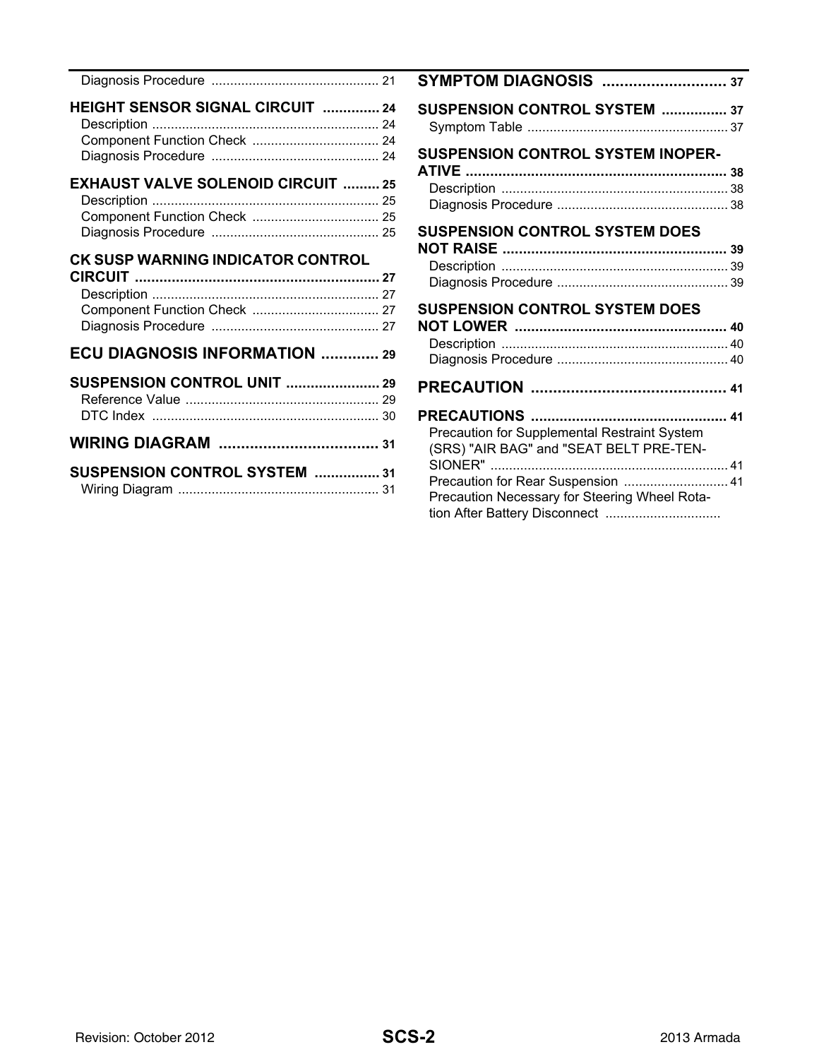Diagnosis Procedure ............................................ 21

**HEIGHT SENSOR SIGNAL CIRCUIT .............. 24**

Description ............................................................ 24
Component Function Check .................................. 24
Diagnosis Procedure ............................................ 24

**EXHAUST VALVE SOLENOID CIRCUIT ......... 25**

Description ............................................................ 25
Component Function Check .................................. 25
Diagnosis Procedure ............................................ 25

**CK SUSP WARNING INDICATOR CONTROL CIRCUIT ........................................................... 27**

Description ............................................................ 27
Component Function Check .................................. 27
Diagnosis Procedure ............................................ 27

## ECU DIAGNOSIS INFORMATION ............. 29

**SUSPENSION CONTROL UNIT ....................... 29**

Reference Value .................................................... 29
DTC Index ............................................................ 30

## WIRING DIAGRAM .................................... 31

**SUSPENSION CONTROL SYSTEM ................ 31**

Wiring Diagram ...................................................... 31

## SYMPTOM DIAGNOSIS ............................ 37

**SUSPENSION CONTROL SYSTEM ................ 37**

Symptom Table ...................................................... 37

**SUSPENSION CONTROL SYSTEM INOPERATIVE ............................................................... 38**

Description ............................................................ 38
Diagnosis Procedure ............................................. 38

**SUSPENSION CONTROL SYSTEM DOES NOT RAISE ...................................................... 39**

Description ............................................................ 39
Diagnosis Procedure ............................................. 39

**SUSPENSION CONTROL SYSTEM DOES NOT LOWER ................................................... 40**

Description ............................................................ 40
Diagnosis Procedure ............................................. 40

## PRECAUTION ............................................ 41

**PRECAUTIONS ............................................... 41**

Precaution for Supplemental Restraint System (SRS) "AIR BAG" and "SEAT BELT PRE-TENSIONER" ............................................................... 41
Precaution for Rear Suspension ............................ 41
Precaution Necessary for Steering Wheel Rotation After Battery Disconnect ...............................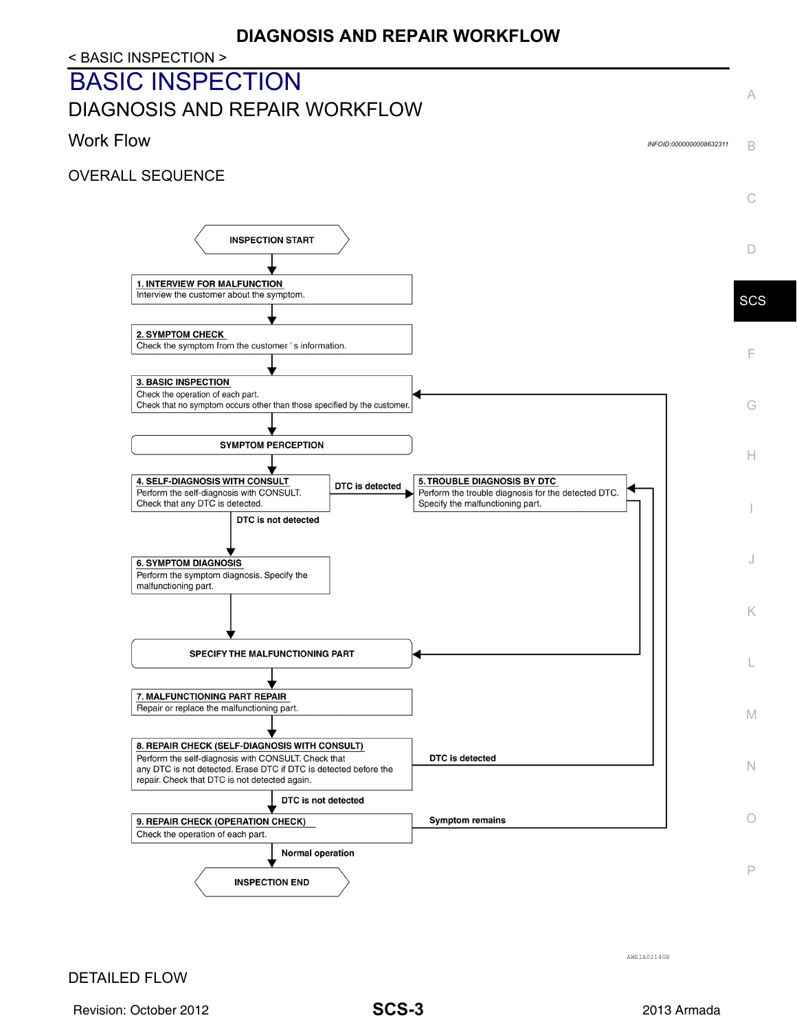# BASIC INSPECTION

## DIAGNOSIS AND REPAIR WORKFLOW

### Work Flow

INFOID:0000000008632311

OVERALL SEQUENCE

INSPECTION START

**1. INTERVIEW FOR MALFUNCTION**
Interview the customer about the symptom.

**2. SYMPTOM CHECK**
Check the symptom from the customer ' s information.

**3. BASIC INSPECTION**
Check the operation of each part.
Check that no symptom occurs other than those specified by the customer.

SYMPTOM PERCEPTION

**4. SELF-DIAGNOSIS WITH CONSULT**
Perform the self-diagnosis with CONSULT.
Check that any DTC is detected.

- DTC is detected → 5
- DTC is not detected → 6

**5. TROUBLE DIAGNOSIS BY DTC**
Perform the trouble diagnosis for the detected DTC.
Specify the malfunctioning part.

→ SPECIFY THE MALFUNCTIONING PART

**6. SYMPTOM DIAGNOSIS**
Perform the symptom diagnosis. Specify the malfunctioning part.

SPECIFY THE MALFUNCTIONING PART

**7. MALFUNCTIONING PART REPAIR**
Repair or replace the malfunctioning part.

**8. REPAIR CHECK (SELF-DIAGNOSIS WITH CONSULT)**
Perform the self-diagnosis with CONSULT. Check that any DTC is not detected. Erase DTC if DTC is detected before the repair. Check that DTC is not detected again.

- DTC is detected → 5
- DTC is not detected → 9

**9. REPAIR CHECK (OPERATION CHECK)**
Check the operation of each part.

- Symptom remains → 3
- Normal operation → INSPECTION END

INSPECTION END

AWEIA0214GB

DETAILED FLOW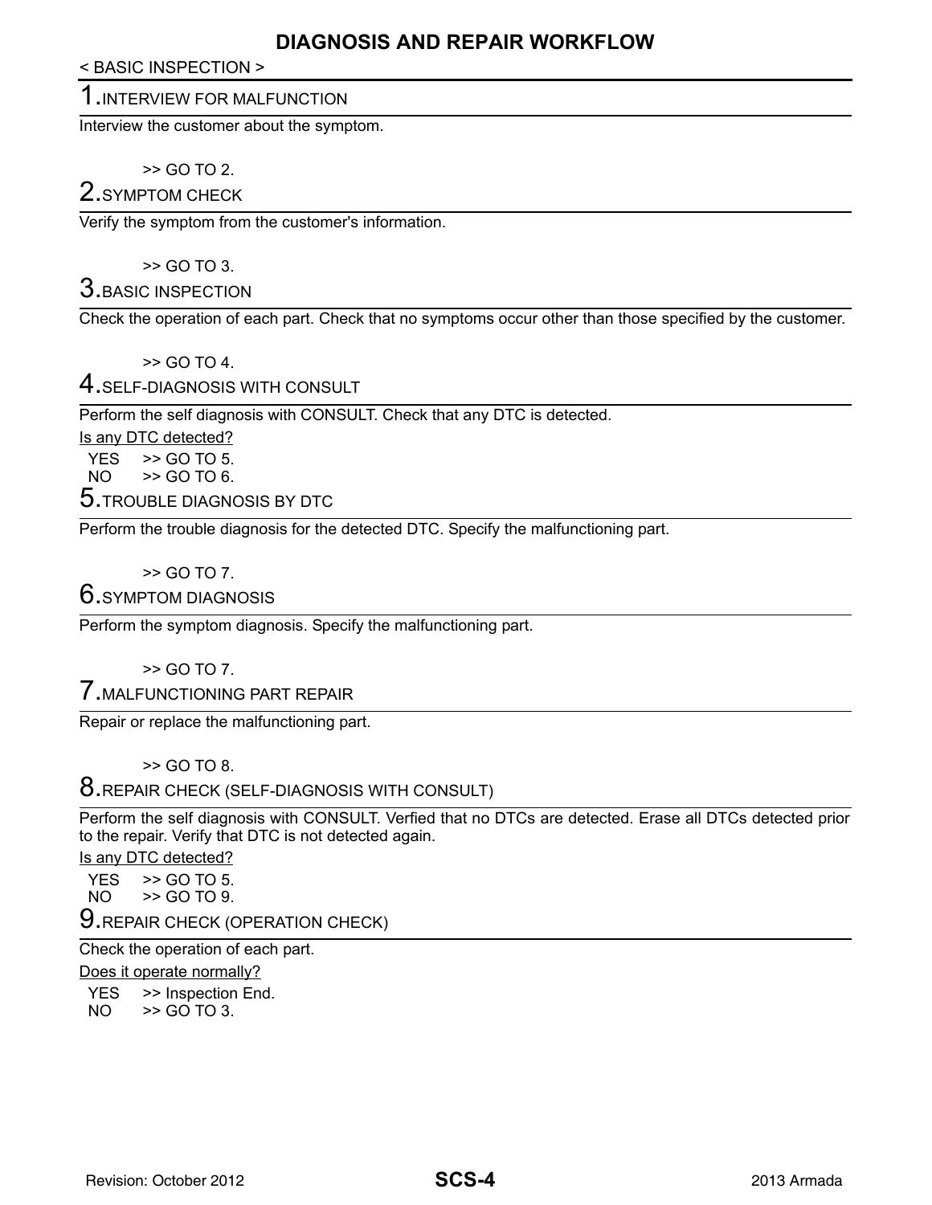# DIAGNOSIS AND REPAIR WORKFLOW

< BASIC INSPECTION >

## 1.INTERVIEW FOR MALFUNCTION

Interview the customer about the symptom.

>> GO TO 2.

## 2.SYMPTOM CHECK

Verify the symptom from the customer's information.

>> GO TO 3.

## 3.BASIC INSPECTION

Check the operation of each part. Check that no symptoms occur other than those specified by the customer.

>> GO TO 4.

## 4.SELF-DIAGNOSIS WITH CONSULT

Perform the self diagnosis with CONSULT. Check that any DTC is detected.

<u>Is any DTC detected?</u>

YES >> GO TO 5.
NO >> GO TO 6.

## 5.TROUBLE DIAGNOSIS BY DTC

Perform the trouble diagnosis for the detected DTC. Specify the malfunctioning part.

>> GO TO 7.

## 6.SYMPTOM DIAGNOSIS

Perform the symptom diagnosis. Specify the malfunctioning part.

>> GO TO 7.

## 7.MALFUNCTIONING PART REPAIR

Repair or replace the malfunctioning part.

>> GO TO 8.

## 8.REPAIR CHECK (SELF-DIAGNOSIS WITH CONSULT)

Perform the self diagnosis with CONSULT. Verfied that no DTCs are detected. Erase all DTCs detected prior to the repair. Verify that DTC is not detected again.

<u>Is any DTC detected?</u>

YES >> GO TO 5.
NO >> GO TO 9.

## 9.REPAIR CHECK (OPERATION CHECK)

Check the operation of each part.

<u>Does it operate normally?</u>

YES >> Inspection End.
NO >> GO TO 3.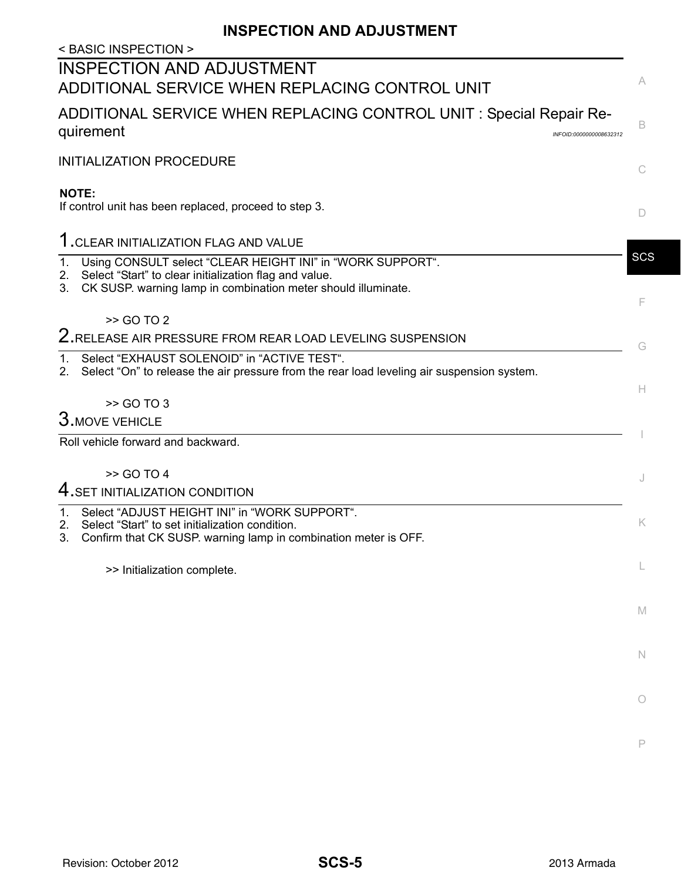# INSPECTION AND ADJUSTMENT

## ADDITIONAL SERVICE WHEN REPLACING CONTROL UNIT

### ADDITIONAL SERVICE WHEN REPLACING CONTROL UNIT : Special Repair Requirement

*INFOID:0000000008632312*

INITIALIZATION PROCEDURE

**NOTE:**
If control unit has been replaced, proceed to step 3.

#### 1. CLEAR INITIALIZATION FLAG AND VALUE

1. Using CONSULT select "CLEAR HEIGHT INI" in "WORK SUPPORT".
2. Select "Start" to clear initialization flag and value.
3. CK SUSP. warning lamp in combination meter should illuminate.

>> GO TO 2

#### 2. RELEASE AIR PRESSURE FROM REAR LOAD LEVELING SUSPENSION

1. Select "EXHAUST SOLENOID" in "ACTIVE TEST".
2. Select "On" to release the air pressure from the rear load leveling air suspension system.

>> GO TO 3

#### 3. MOVE VEHICLE

Roll vehicle forward and backward.

>> GO TO 4

#### 4. SET INITIALIZATION CONDITION

1. Select "ADJUST HEIGHT INI" in "WORK SUPPORT".
2. Select "Start" to set initialization condition.
3. Confirm that CK SUSP. warning lamp in combination meter is OFF.

>> Initialization complete.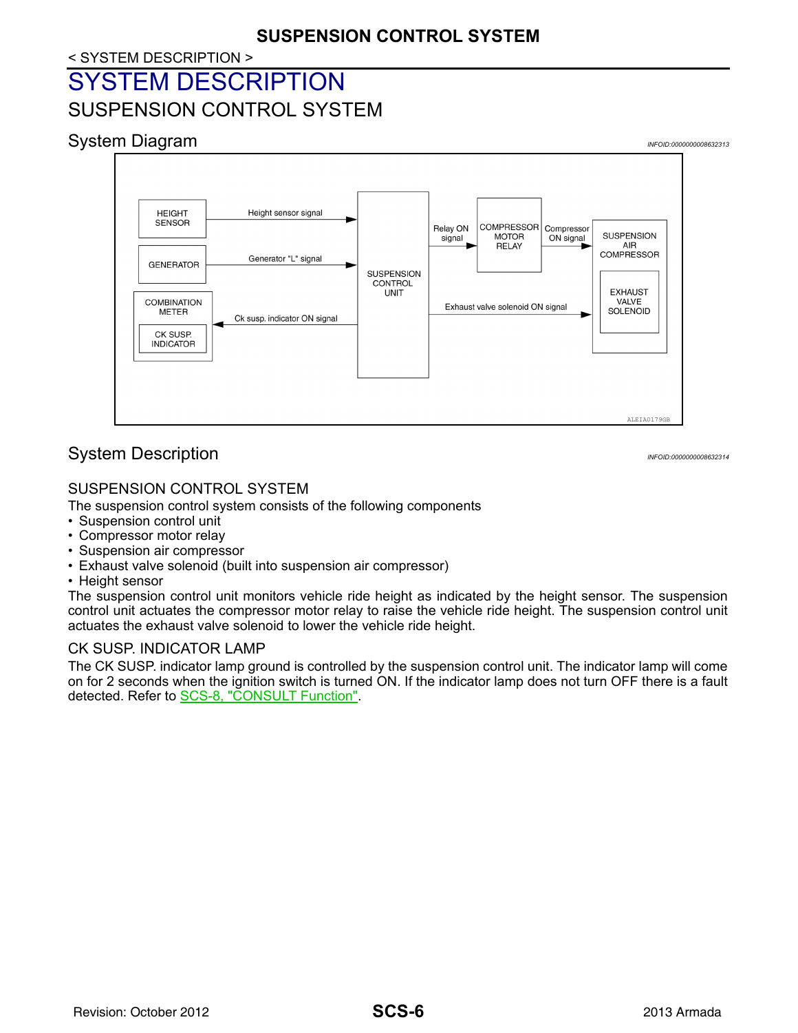< SYSTEM DESCRIPTION >

# SYSTEM DESCRIPTION

## SUSPENSION CONTROL SYSTEM

### System Diagram

INFOID:0000000008632313

### System Description

INFOID:0000000008632314

#### SUSPENSION CONTROL SYSTEM

The suspension control system consists of the following components

- Suspension control unit
- Compressor motor relay
- Suspension air compressor
- Exhaust valve solenoid (built into suspension air compressor)
- Height sensor

The suspension control unit monitors vehicle ride height as indicated by the height sensor. The suspension control unit actuates the compressor motor relay to raise the vehicle ride height. The suspension control unit actuates the exhaust valve solenoid to lower the vehicle ride height.

#### CK SUSP. INDICATOR LAMP

The CK SUSP. indicator lamp ground is controlled by the suspension control unit. The indicator lamp will come on for 2 seconds when the ignition switch is turned ON. If the indicator lamp does not turn OFF there is a fault detected. Refer to SCS-8, "CONSULT Function".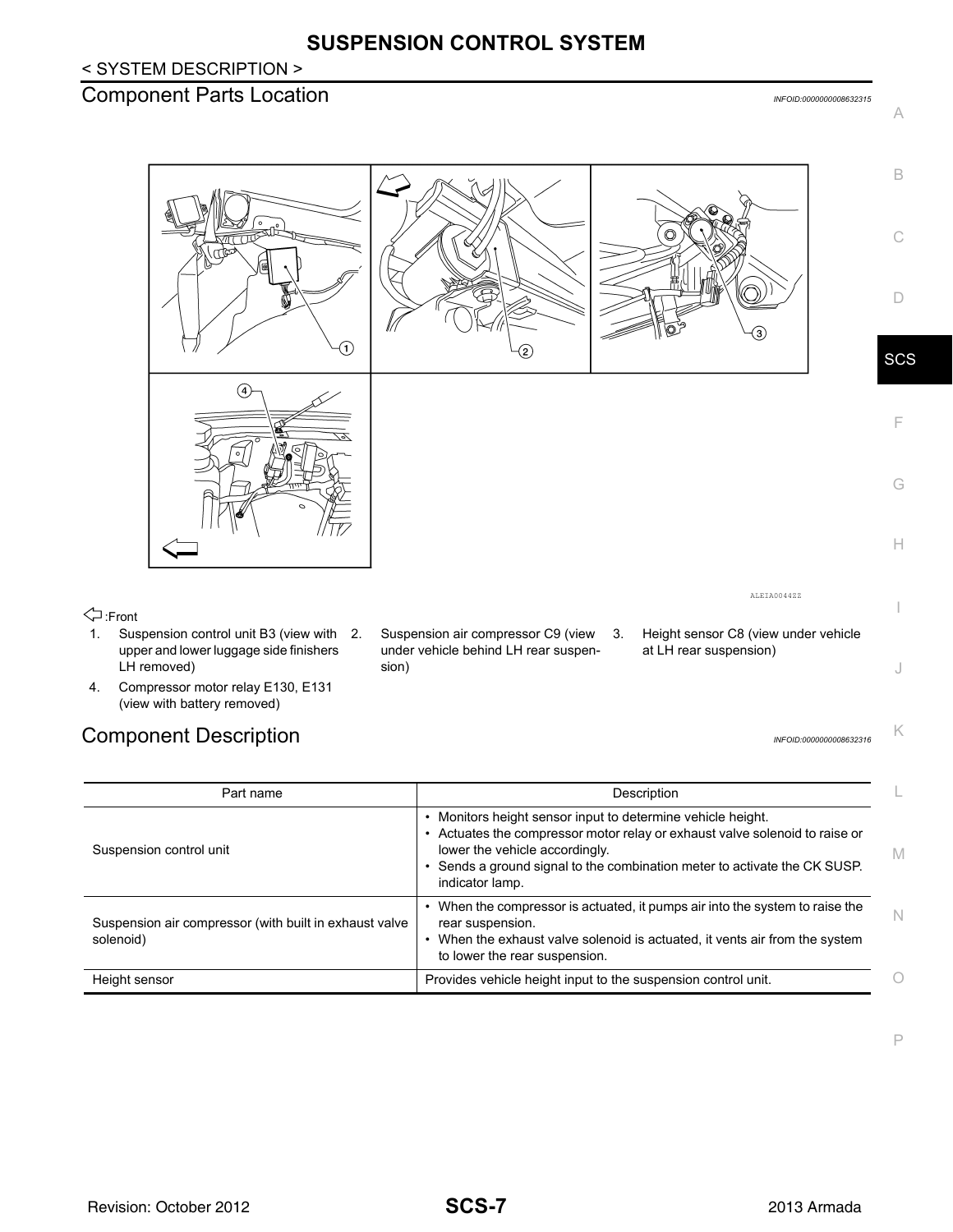# SUSPENSION CONTROL SYSTEM

< SYSTEM DESCRIPTION >

## Component Parts Location

INFOID:0000000008632315

ALEIA0044ZZ

⇦ :Front

1. Suspension control unit B3 (view with upper and lower luggage side finishers LH removed)
2. Suspension air compressor C9 (view under vehicle behind LH rear suspension)
3. Height sensor C8 (view under vehicle at LH rear suspension)
4. Compressor motor relay E130, E131 (view with battery removed)

## Component Description

INFOID:0000000008632316

| Part name | Description |
|---|---|
| Suspension control unit | • Monitors height sensor input to determine vehicle height.<br>• Actuates the compressor motor relay or exhaust valve solenoid to raise or lower the vehicle accordingly.<br>• Sends a ground signal to the combination meter to activate the CK SUSP. indicator lamp. |
| Suspension air compressor (with built in exhaust valve solenoid) | • When the compressor is actuated, it pumps air into the system to raise the rear suspension.<br>• When the exhaust valve solenoid is actuated, it vents air from the system to lower the rear suspension. |
| Height sensor | Provides vehicle height input to the suspension control unit. |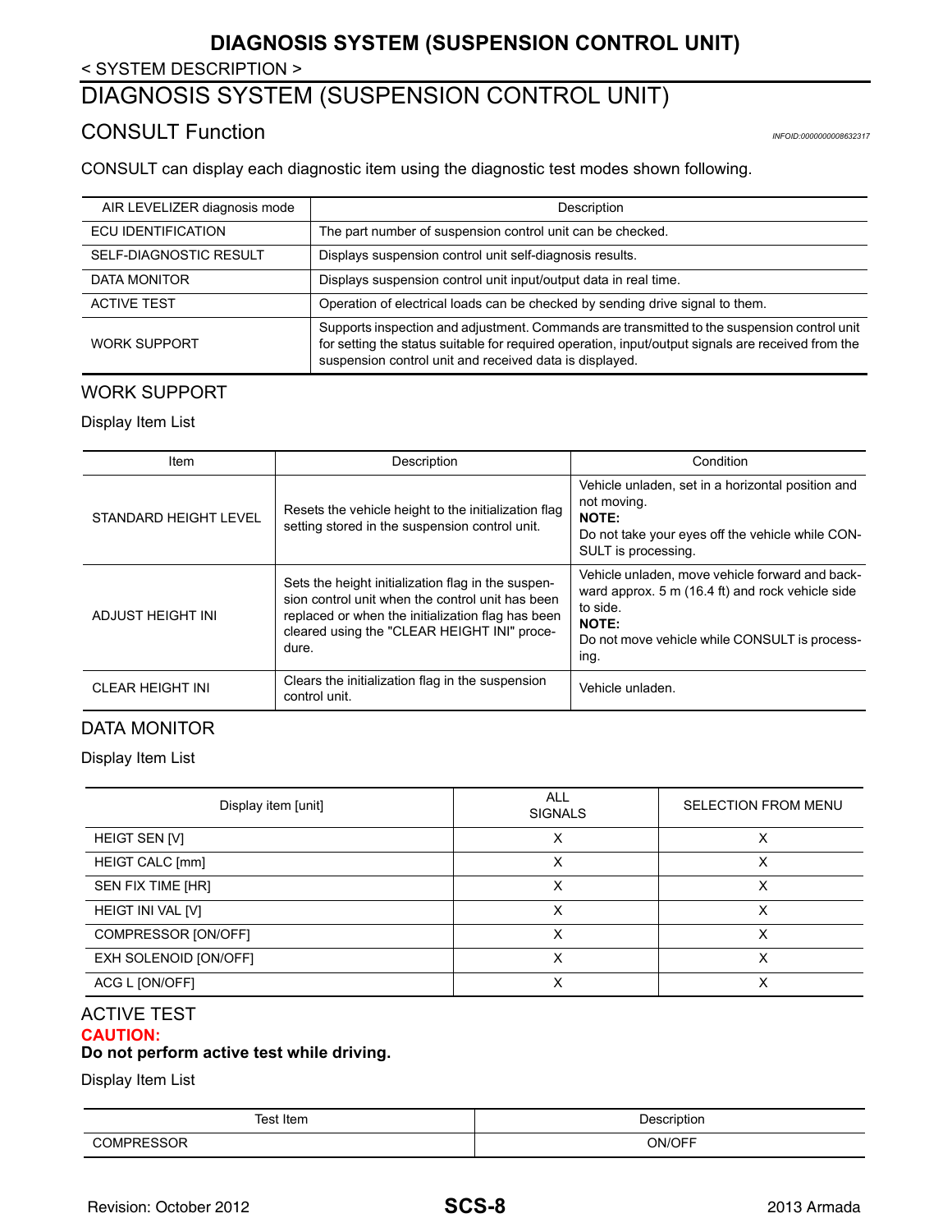< SYSTEM DESCRIPTION >

# DIAGNOSIS SYSTEM (SUSPENSION CONTROL UNIT)

## CONSULT Function

INFOID:0000000008632317

CONSULT can display each diagnostic item using the diagnostic test modes shown following.

| AIR LEVELIZER diagnosis mode | Description |
|---|---|
| ECU IDENTIFICATION | The part number of suspension control unit can be checked. |
| SELF-DIAGNOSTIC RESULT | Displays suspension control unit self-diagnosis results. |
| DATA MONITOR | Displays suspension control unit input/output data in real time. |
| ACTIVE TEST | Operation of electrical loads can be checked by sending drive signal to them. |
| WORK SUPPORT | Supports inspection and adjustment. Commands are transmitted to the suspension control unit for setting the status suitable for required operation, input/output signals are received from the suspension control unit and received data is displayed. |

### WORK SUPPORT

Display Item List

| Item | Description | Condition |
|---|---|---|
| STANDARD HEIGHT LEVEL | Resets the vehicle height to the initialization flag setting stored in the suspension control unit. | Vehicle unladen, set in a horizontal position and not moving.<br>**NOTE:**<br>Do not take your eyes off the vehicle while CONSULT is processing. |
| ADJUST HEIGHT INI | Sets the height initialization flag in the suspension control unit when the control unit has been replaced or when the initialization flag has been cleared using the "CLEAR HEIGHT INI" procedure. | Vehicle unladen, move vehicle forward and backward approx. 5 m (16.4 ft) and rock vehicle side to side.<br>**NOTE:**<br>Do not move vehicle while CONSULT is processing. |
| CLEAR HEIGHT INI | Clears the initialization flag in the suspension control unit. | Vehicle unladen. |

### DATA MONITOR

Display Item List

| Display item [unit] | ALL SIGNALS | SELECTION FROM MENU |
|---|---|---|
| HEIGT SEN [V] | X | X |
| HEIGT CALC [mm] | X | X |
| SEN FIX TIME [HR] | X | X |
| HEIGT INI VAL [V] | X | X |
| COMPRESSOR [ON/OFF] | X | X |
| EXH SOLENOID [ON/OFF] | X | X |
| ACG L [ON/OFF] | X | X |

### ACTIVE TEST

**CAUTION:**
**Do not perform active test while driving.**

Display Item List

| Test Item | Description |
|---|---|
| COMPRESSOR | ON/OFF |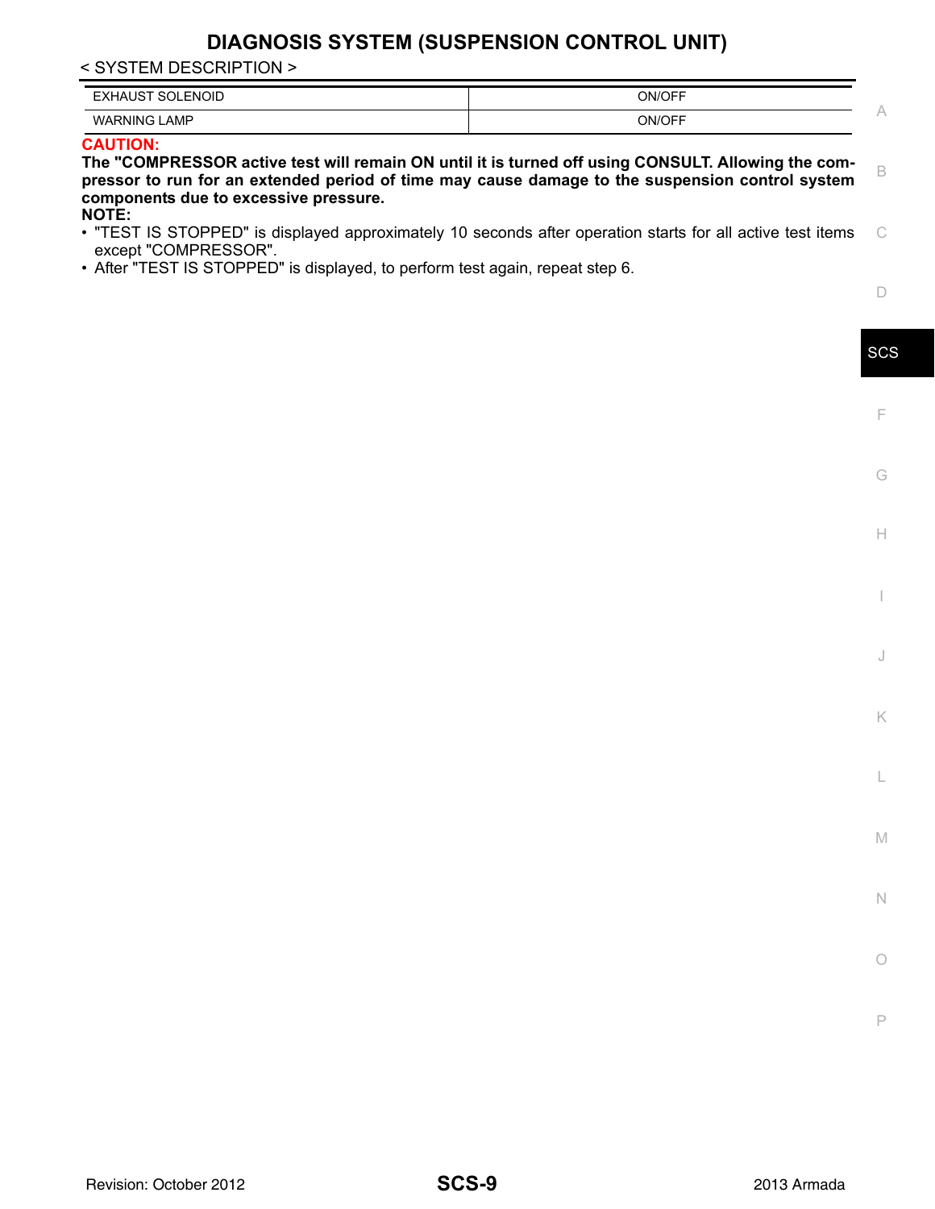| | |
|---|---|
| EXHAUST SOLENOID | ON/OFF |
| WARNING LAMP | ON/OFF |

**CAUTION:**

**The "COMPRESSOR active test will remain ON until it is turned off using CONSULT. Allowing the compressor to run for an extended period of time may cause damage to the suspension control system components due to excessive pressure.**

**NOTE:**

- "TEST IS STOPPED" is displayed approximately 10 seconds after operation starts for all active test items except "COMPRESSOR".
- After "TEST IS STOPPED" is displayed, to perform test again, repeat step 6.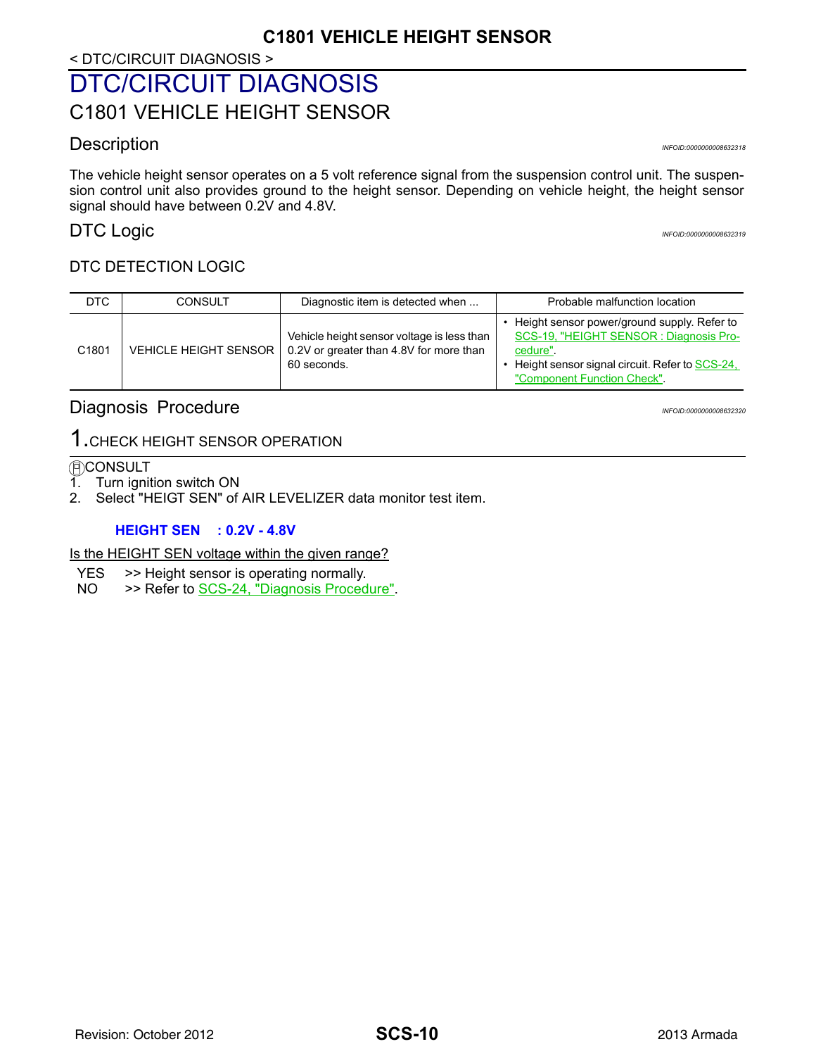< DTC/CIRCUIT DIAGNOSIS >

# DTC/CIRCUIT DIAGNOSIS

## C1801 VEHICLE HEIGHT SENSOR

### Description

*INFOID:0000000008632318*

The vehicle height sensor operates on a 5 volt reference signal from the suspension control unit. The suspension control unit also provides ground to the height sensor. Depending on vehicle height, the height sensor signal should have between 0.2V and 4.8V.

### DTC Logic

*INFOID:0000000008632319*

DTC DETECTION LOGIC

| DTC | CONSULT | Diagnostic item is detected when ... | Probable malfunction location |
|---|---|---|---|
| C1801 | VEHICLE HEIGHT SENSOR | Vehicle height sensor voltage is less than 0.2V or greater than 4.8V for more than 60 seconds. | • Height sensor power/ground supply. Refer to SCS-19, "HEIGHT SENSOR : Diagnosis Procedure". • Height sensor signal circuit. Refer to SCS-24, "Component Function Check". |

### Diagnosis Procedure

*INFOID:0000000008632320*

#### 1.CHECK HEIGHT SENSOR OPERATION

CONSULT

1. Turn ignition switch ON
2. Select "HEIGT SEN" of AIR LEVELIZER data monitor test item.

**HEIGHT SEN : 0.2V - 4.8V**

Is the HEIGHT SEN voltage within the given range?

YES >> Height sensor is operating normally.
NO >> Refer to SCS-24, "Diagnosis Procedure".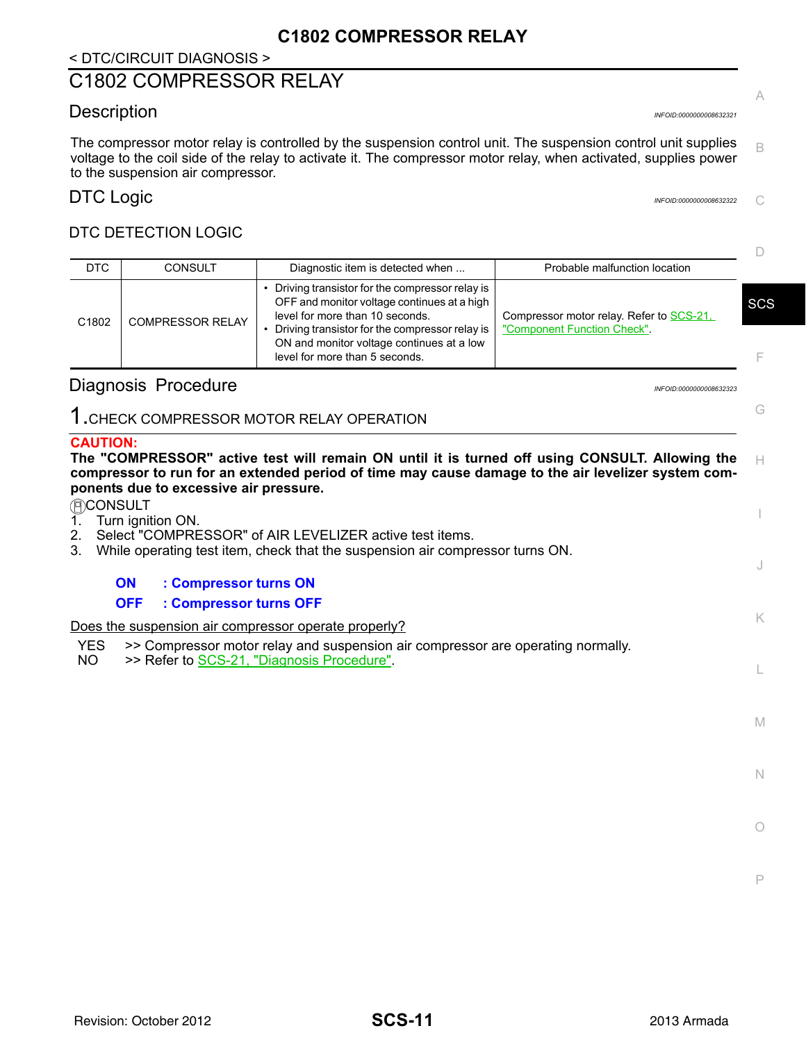< DTC/CIRCUIT DIAGNOSIS >

# C1802 COMPRESSOR RELAY

## Description

INFOID:0000000008632321

The compressor motor relay is controlled by the suspension control unit. The suspension control unit supplies voltage to the coil side of the relay to activate it. The compressor motor relay, when activated, supplies power to the suspension air compressor.

## DTC Logic

INFOID:0000000008632322

### DTC DETECTION LOGIC

| DTC | CONSULT | Diagnostic item is detected when ... | Probable malfunction location |
|---|---|---|---|
| C1802 | COMPRESSOR RELAY | • Driving transistor for the compressor relay is OFF and monitor voltage continues at a high level for more than 10 seconds.<br>• Driving transistor for the compressor relay is ON and monitor voltage continues at a low level for more than 5 seconds. | Compressor motor relay. Refer to SCS-21, "Component Function Check". |

## Diagnosis Procedure

INFOID:0000000008632323

### 1.CHECK COMPRESSOR MOTOR RELAY OPERATION

**CAUTION:**
**The "COMPRESSOR" active test will remain ON until it is turned off using CONSULT. Allowing the compressor to run for an extended period of time may cause damage to the air levelizer system components due to excessive air pressure.**

CONSULT

1. Turn ignition ON.
2. Select "COMPRESSOR" of AIR LEVELIZER active test items.
3. While operating test item, check that the suspension air compressor turns ON.

**ON : Compressor turns ON**
**OFF : Compressor turns OFF**

Does the suspension air compressor operate properly?

YES >> Compressor motor relay and suspension air compressor are operating normally.
NO >> Refer to SCS-21, "Diagnosis Procedure".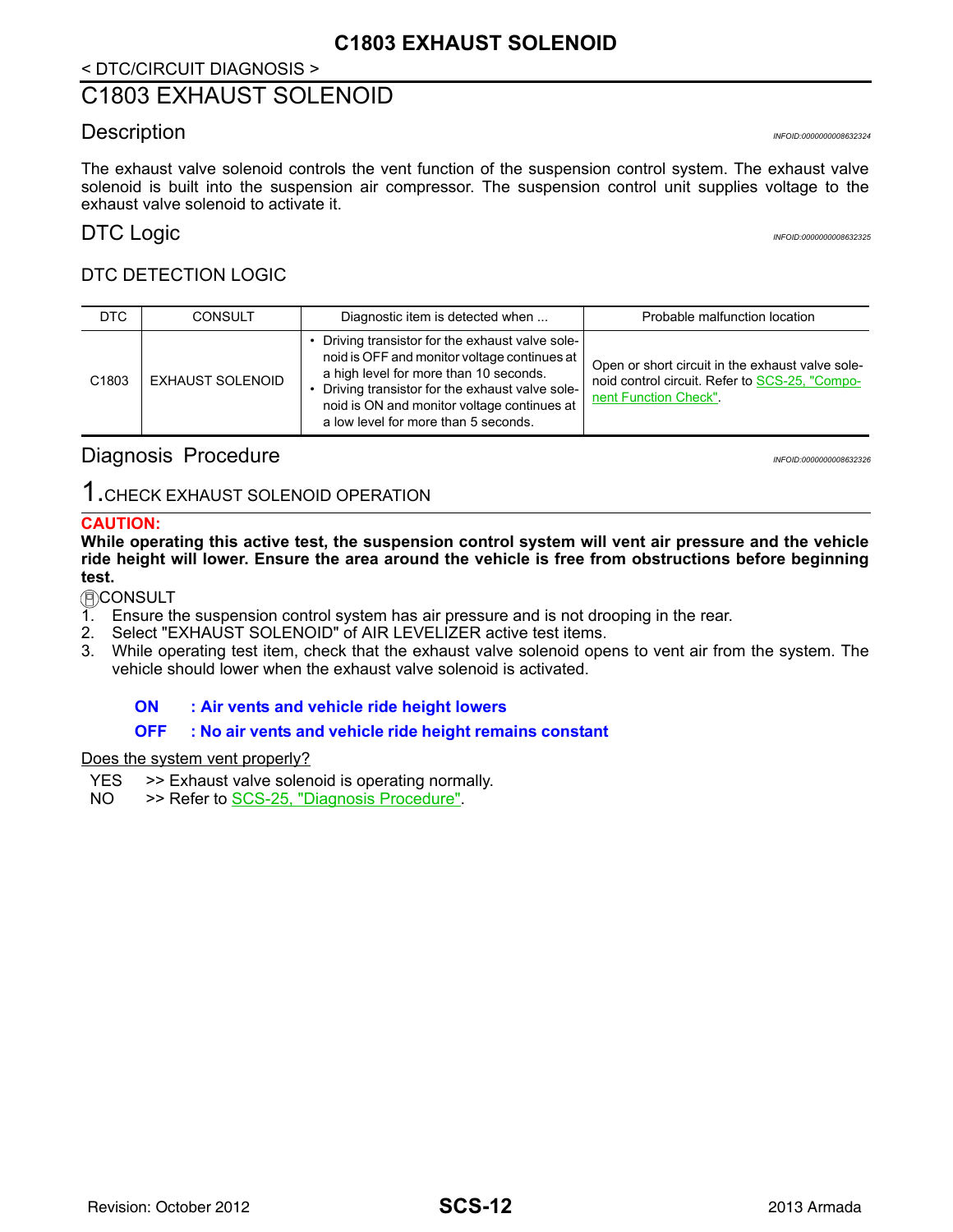< DTC/CIRCUIT DIAGNOSIS >

# C1803 EXHAUST SOLENOID

## Description

INFOID:0000000008632324

The exhaust valve solenoid controls the vent function of the suspension control system. The exhaust valve solenoid is built into the suspension air compressor. The suspension control unit supplies voltage to the exhaust valve solenoid to activate it.

## DTC Logic

INFOID:0000000008632325

### DTC DETECTION LOGIC

| DTC | CONSULT | Diagnostic item is detected when ... | Probable malfunction location |
|---|---|---|---|
| C1803 | EXHAUST SOLENOID | • Driving transistor for the exhaust valve solenoid is OFF and monitor voltage continues at a high level for more than 10 seconds.<br>• Driving transistor for the exhaust valve solenoid is ON and monitor voltage continues at a low level for more than 5 seconds. | Open or short circuit in the exhaust valve solenoid control circuit. Refer to SCS-25, "Component Function Check". |

## Diagnosis Procedure

INFOID:0000000008632326

### 1.CHECK EXHAUST SOLENOID OPERATION

**CAUTION:**
**While operating this active test, the suspension control system will vent air pressure and the vehicle ride height will lower. Ensure the area around the vehicle is free from obstructions before beginning test.**

CONSULT
1. Ensure the suspension control system has air pressure and is not drooping in the rear.
2. Select "EXHAUST SOLENOID" of AIR LEVELIZER active test items.
3. While operating test item, check that the exhaust valve solenoid opens to vent air from the system. The vehicle should lower when the exhaust valve solenoid is activated.

**ON : Air vents and vehicle ride height lowers**
**OFF : No air vents and vehicle ride height remains constant**

Does the system vent properly?

YES >> Exhaust valve solenoid is operating normally.
NO >> Refer to SCS-25, "Diagnosis Procedure".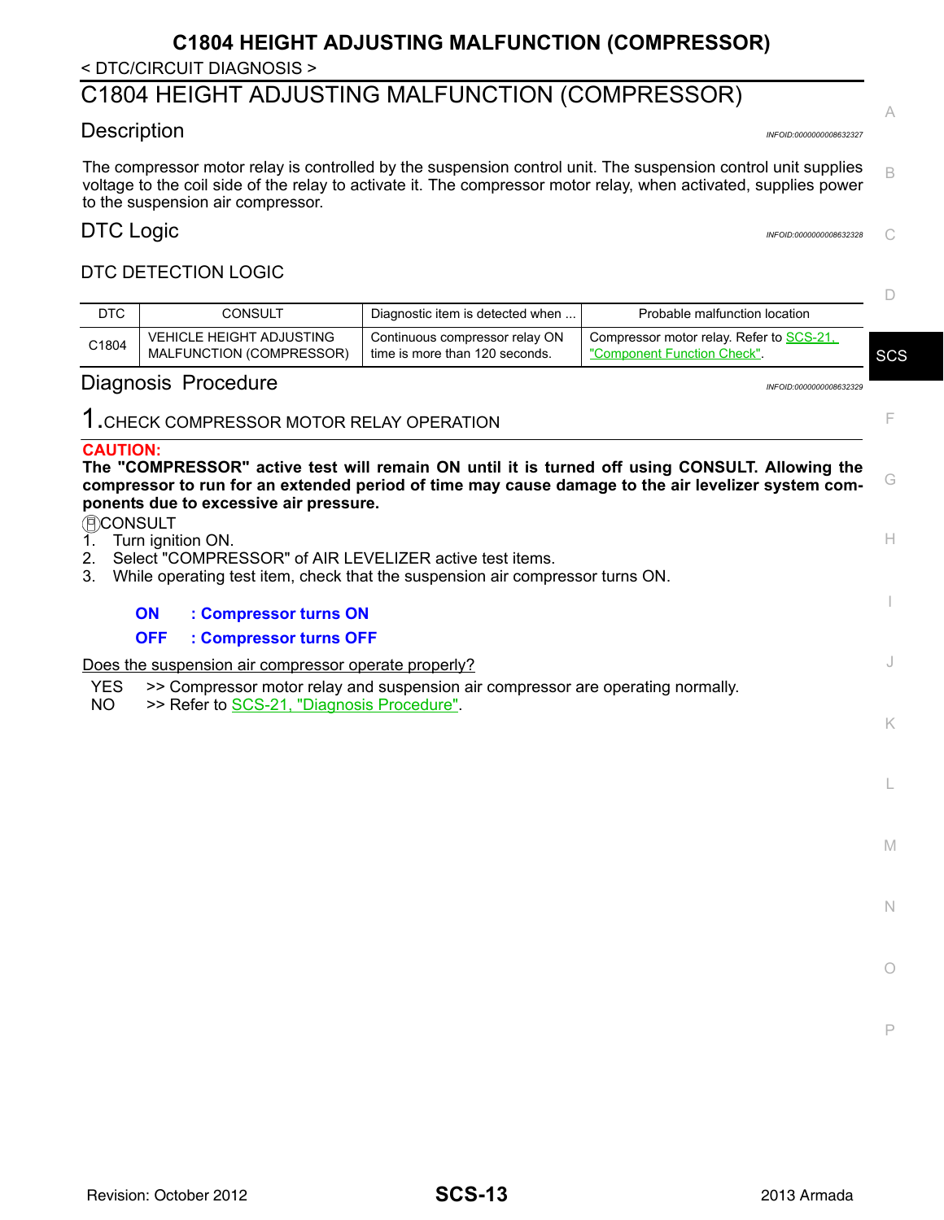< DTC/CIRCUIT DIAGNOSIS >

# C1804 HEIGHT ADJUSTING MALFUNCTION (COMPRESSOR)

## Description

INFOID:0000000008632327

The compressor motor relay is controlled by the suspension control unit. The suspension control unit supplies voltage to the coil side of the relay to activate it. The compressor motor relay, when activated, supplies power to the suspension air compressor.

## DTC Logic

INFOID:0000000008632328

DTC DETECTION LOGIC

| DTC | CONSULT | Diagnostic item is detected when ... | Probable malfunction location |
|---|---|---|---|
| C1804 | VEHICLE HEIGHT ADJUSTING MALFUNCTION (COMPRESSOR) | Continuous compressor relay ON time is more than 120 seconds. | Compressor motor relay. Refer to SCS-21, "Component Function Check". |

## Diagnosis Procedure

INFOID:0000000008632329

### 1.CHECK COMPRESSOR MOTOR RELAY OPERATION

**CAUTION:**
**The "COMPRESSOR" active test will remain ON until it is turned off using CONSULT. Allowing the compressor to run for an extended period of time may cause damage to the air levelizer system components due to excessive air pressure.**

Ⓔ CONSULT
1. Turn ignition ON.
2. Select "COMPRESSOR" of AIR LEVELIZER active test items.
3. While operating test item, check that the suspension air compressor turns ON.

**ON : Compressor turns ON**
**OFF : Compressor turns OFF**

Does the suspension air compressor operate properly?

YES >> Compressor motor relay and suspension air compressor are operating normally.
NO >> Refer to SCS-21, "Diagnosis Procedure".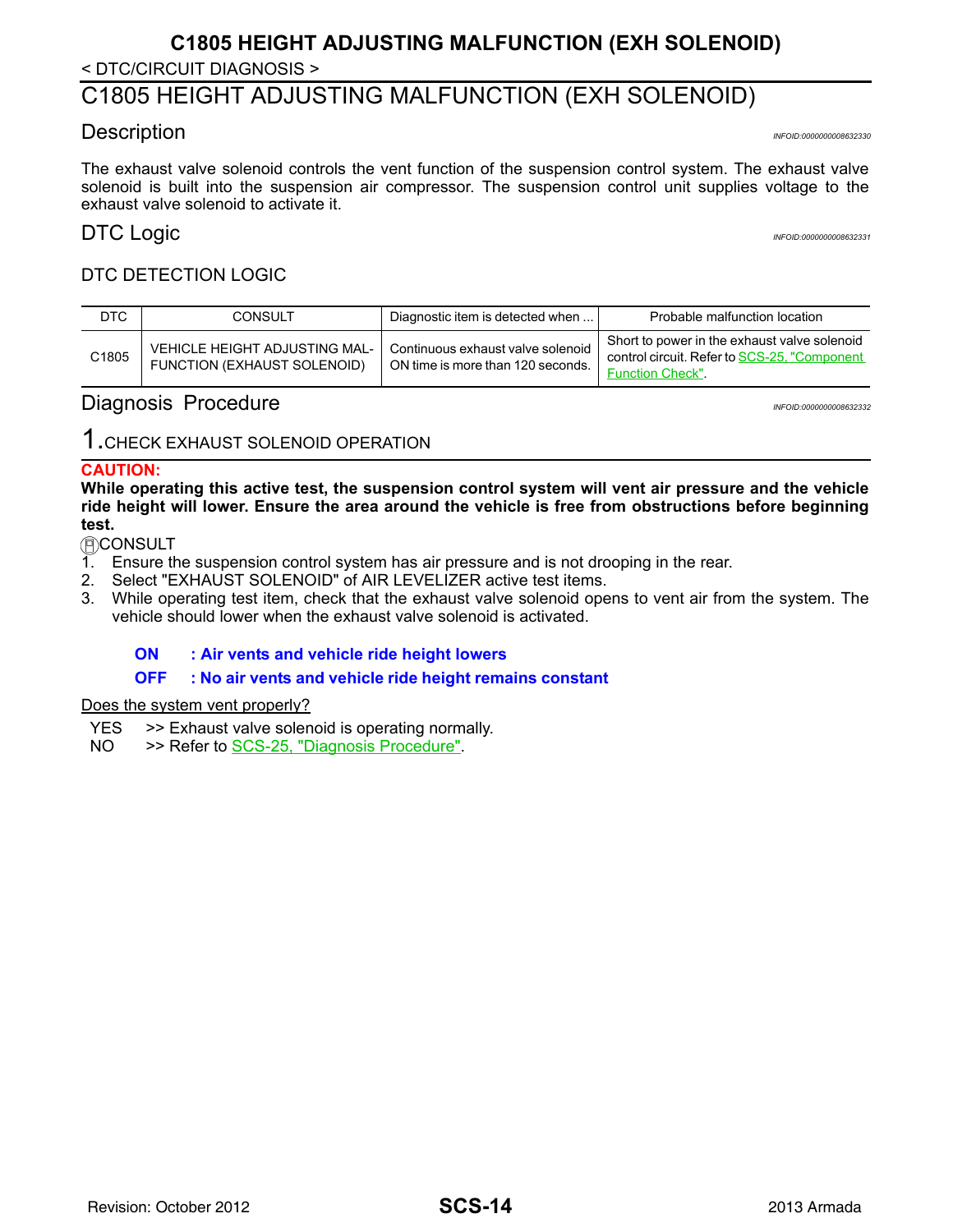< DTC/CIRCUIT DIAGNOSIS >

# C1805 HEIGHT ADJUSTING MALFUNCTION (EXH SOLENOID)

## Description

*INFOID:0000000008632330*

The exhaust valve solenoid controls the vent function of the suspension control system. The exhaust valve solenoid is built into the suspension air compressor. The suspension control unit supplies voltage to the exhaust valve solenoid to activate it.

## DTC Logic

*INFOID:0000000008632331*

DTC DETECTION LOGIC

| DTC | CONSULT | Diagnostic item is detected when ... | Probable malfunction location |
|---|---|---|---|
| C1805 | VEHICLE HEIGHT ADJUSTING MALFUNCTION (EXHAUST SOLENOID) | Continuous exhaust valve solenoid ON time is more than 120 seconds. | Short to power in the exhaust valve solenoid control circuit. Refer to SCS-25, "Component Function Check". |

## Diagnosis Procedure

*INFOID:0000000008632332*

### 1.CHECK EXHAUST SOLENOID OPERATION

**CAUTION:**

**While operating this active test, the suspension control system will vent air pressure and the vehicle ride height will lower. Ensure the area around the vehicle is free from obstructions before beginning test.**

CONSULT

1. Ensure the suspension control system has air pressure and is not drooping in the rear.
2. Select "EXHAUST SOLENOID" of AIR LEVELIZER active test items.
3. While operating test item, check that the exhaust valve solenoid opens to vent air from the system. The vehicle should lower when the exhaust valve solenoid is activated.

**ON : Air vents and vehicle ride height lowers**

**OFF : No air vents and vehicle ride height remains constant**

Does the system vent properly?

YES >> Exhaust valve solenoid is operating normally.

NO >> Refer to SCS-25, "Diagnosis Procedure".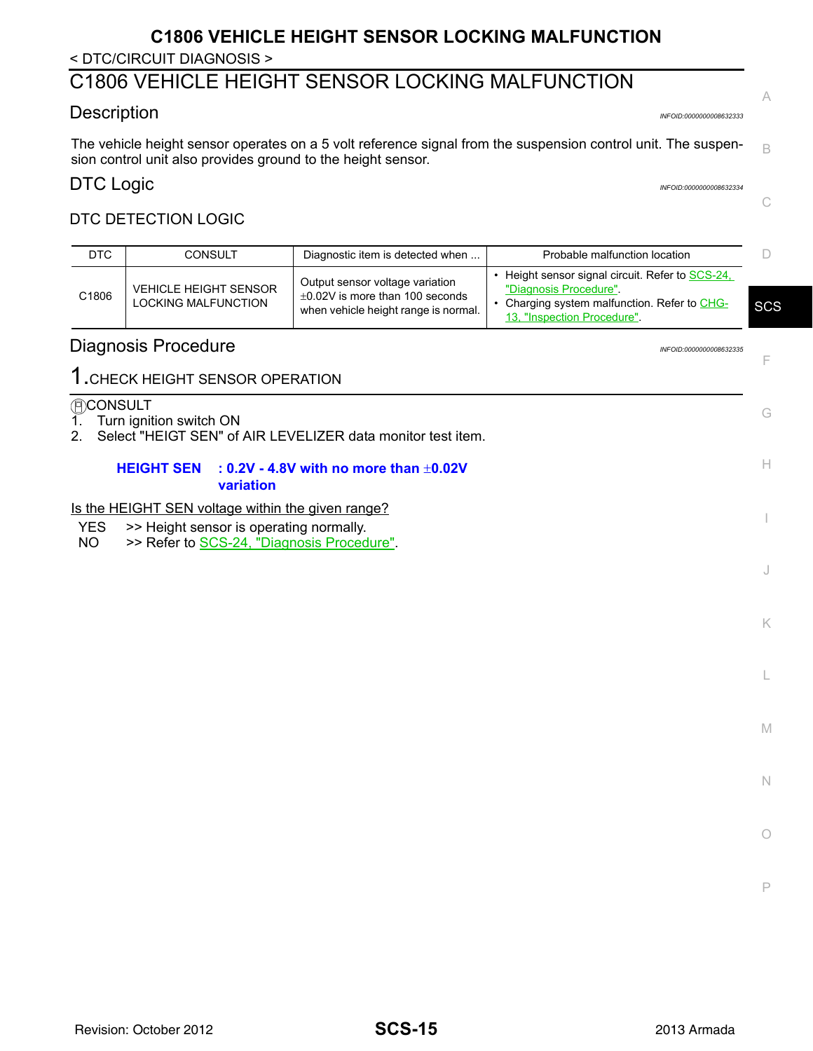< DTC/CIRCUIT DIAGNOSIS >

# C1806 VEHICLE HEIGHT SENSOR LOCKING MALFUNCTION

## Description

The vehicle height sensor operates on a 5 volt reference signal from the suspension control unit. The suspension control unit also provides ground to the height sensor.

## DTC Logic

### DTC DETECTION LOGIC

| DTC | CONSULT | Diagnostic item is detected when ... | Probable malfunction location |
|---|---|---|---|
| C1806 | VEHICLE HEIGHT SENSOR LOCKING MALFUNCTION | Output sensor voltage variation ±0.02V is more than 100 seconds when vehicle height range is normal. | • Height sensor signal circuit. Refer to SCS-24, "Diagnosis Procedure".<br>• Charging system malfunction. Refer to CHG-13, "Inspection Procedure". |

## Diagnosis Procedure

### 1.CHECK HEIGHT SENSOR OPERATION

CONSULT

1. Turn ignition switch ON
2. Select "HEIGT SEN" of AIR LEVELIZER data monitor test item.

**HEIGHT SEN : 0.2V - 4.8V with no more than ±0.02V variation**

Is the HEIGHT SEN voltage within the given range?

YES >> Height sensor is operating normally.
NO >> Refer to SCS-24, "Diagnosis Procedure".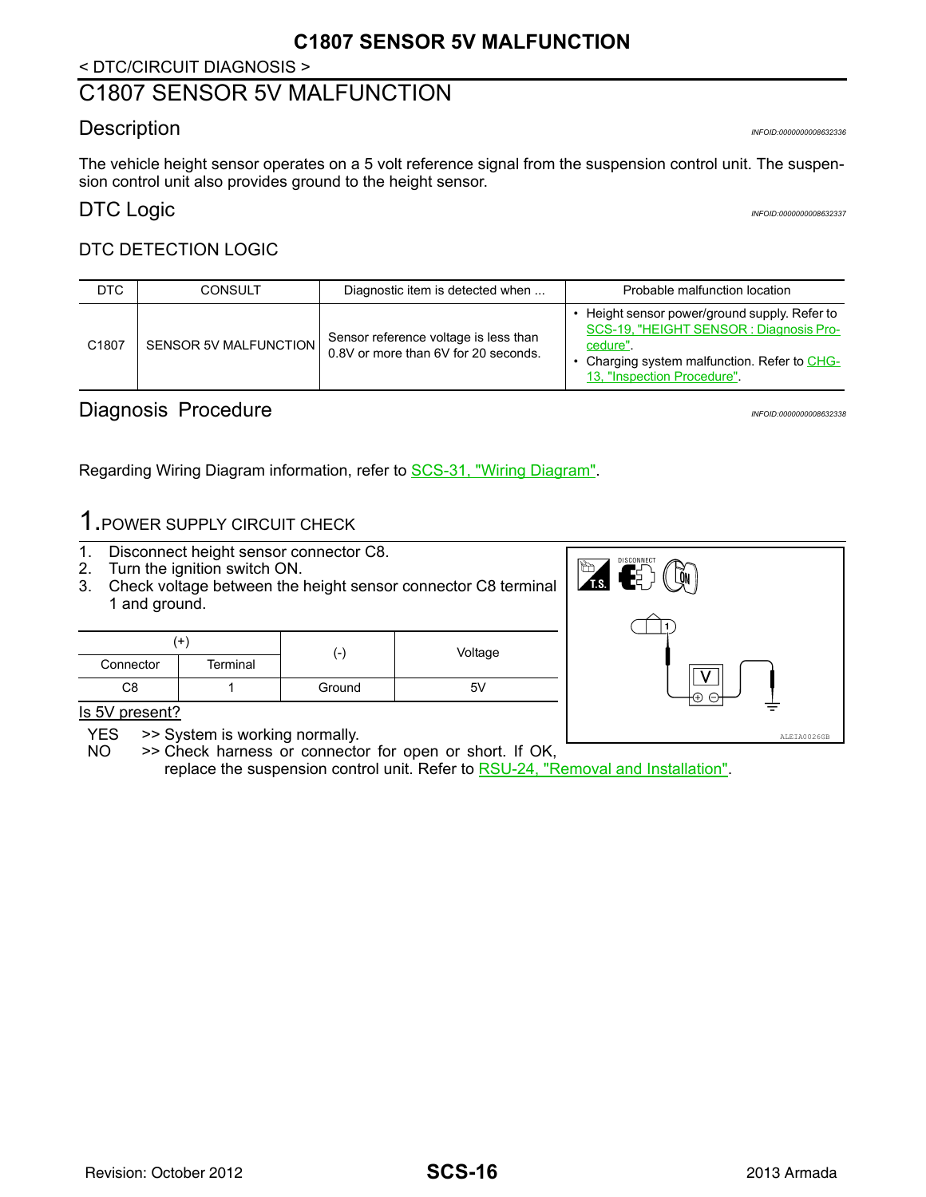< DTC/CIRCUIT DIAGNOSIS >

# C1807 SENSOR 5V MALFUNCTION

## Description

*INFOID:0000000008632336*

The vehicle height sensor operates on a 5 volt reference signal from the suspension control unit. The suspension control unit also provides ground to the height sensor.

## DTC Logic

*INFOID:0000000008632337*

### DTC DETECTION LOGIC

| DTC | CONSULT | Diagnostic item is detected when ... | Probable malfunction location |
|---|---|---|---|
| C1807 | SENSOR 5V MALFUNCTION | Sensor reference voltage is less than 0.8V or more than 6V for 20 seconds. | • Height sensor power/ground supply. Refer to SCS-19, "HEIGHT SENSOR : Diagnosis Procedure".<br>• Charging system malfunction. Refer to CHG-13, "Inspection Procedure". |

## Diagnosis Procedure

*INFOID:0000000008632338*

Regarding Wiring Diagram information, refer to SCS-31, "Wiring Diagram".

### 1.POWER SUPPLY CIRCUIT CHECK

1. Disconnect height sensor connector C8.
2. Turn the ignition switch ON.
3. Check voltage between the height sensor connector C8 terminal 1 and ground.

| (+) | | (-) | Voltage |
|---|---|---|---|
| Connector | Terminal | | |
| C8 | 1 | Ground | 5V |

Is 5V present?

YES >> System is working normally.
NO >> Check harness or connector for open or short. If OK, replace the suspension control unit. Refer to RSU-24, "Removal and Installation".

ALEIA0026GB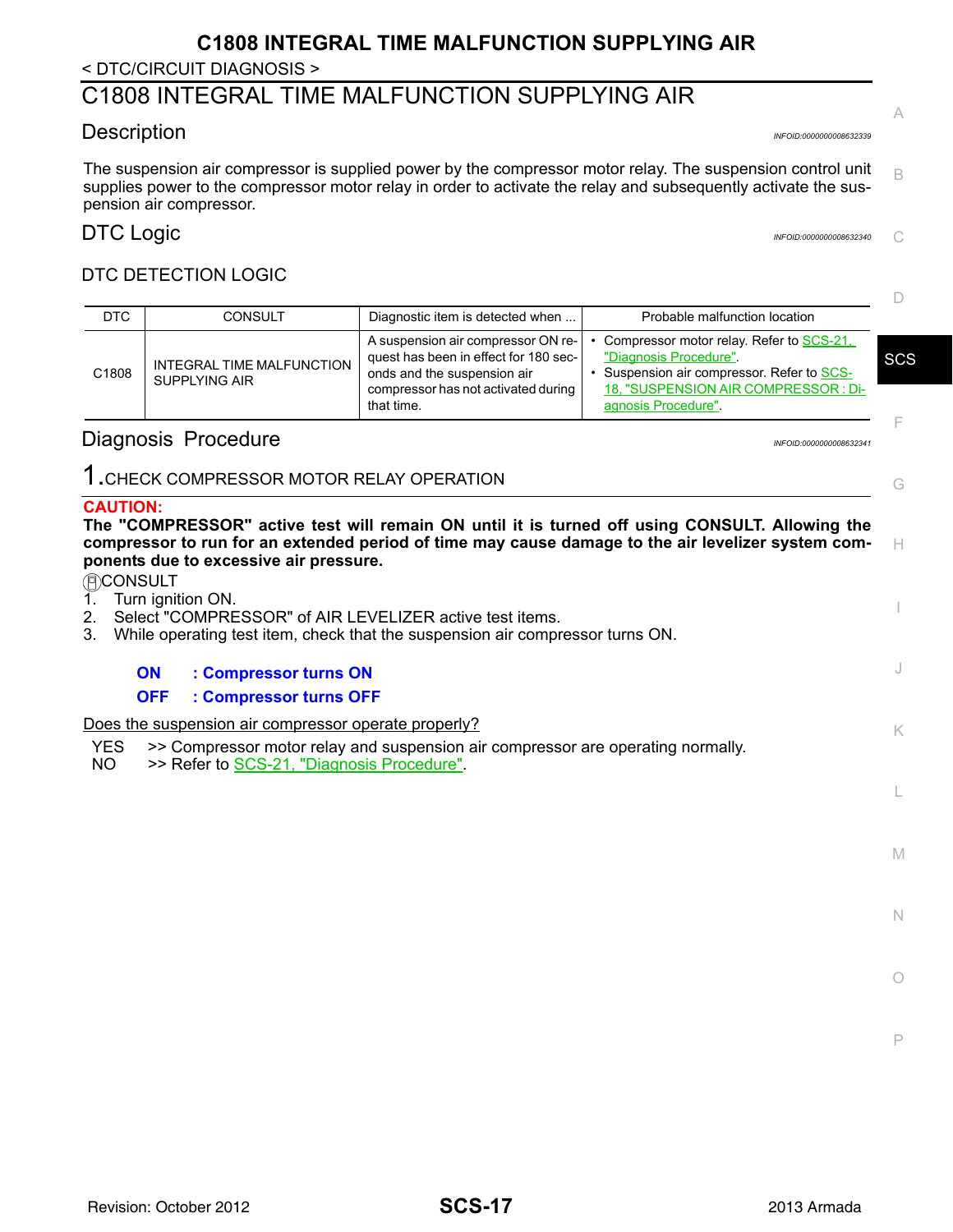# C1808 INTEGRAL TIME MALFUNCTION SUPPLYING AIR

< DTC/CIRCUIT DIAGNOSIS >

## C1808 INTEGRAL TIME MALFUNCTION SUPPLYING AIR

### Description

*INFOID:0000000008632339*

The suspension air compressor is supplied power by the compressor motor relay. The suspension control unit supplies power to the compressor motor relay in order to activate the relay and subsequently activate the suspension air compressor.

### DTC Logic

*INFOID:0000000008632340*

DTC DETECTION LOGIC

| DTC | CONSULT | Diagnostic item is detected when ... | Probable malfunction location |
|---|---|---|---|
| C1808 | INTEGRAL TIME MALFUNCTION SUPPLYING AIR | A suspension air compressor ON request has been in effect for 180 seconds and the suspension air compressor has not activated during that time. | • Compressor motor relay. Refer to SCS-21, "Diagnosis Procedure".<br>• Suspension air compressor. Refer to SCS-18, "SUSPENSION AIR COMPRESSOR : Diagnosis Procedure". |

### Diagnosis Procedure

*INFOID:0000000008632341*

1.CHECK COMPRESSOR MOTOR RELAY OPERATION

**CAUTION:**
**The "COMPRESSOR" active test will remain ON until it is turned off using CONSULT. Allowing the compressor to run for an extended period of time may cause damage to the air levelizer system components due to excessive air pressure.**

CONSULT

1. Turn ignition ON.
2. Select "COMPRESSOR" of AIR LEVELIZER active test items.
3. While operating test item, check that the suspension air compressor turns ON.

**ON : Compressor turns ON**
**OFF : Compressor turns OFF**

Does the suspension air compressor operate properly?

YES >> Compressor motor relay and suspension air compressor are operating normally.
NO >> Refer to SCS-21, "Diagnosis Procedure".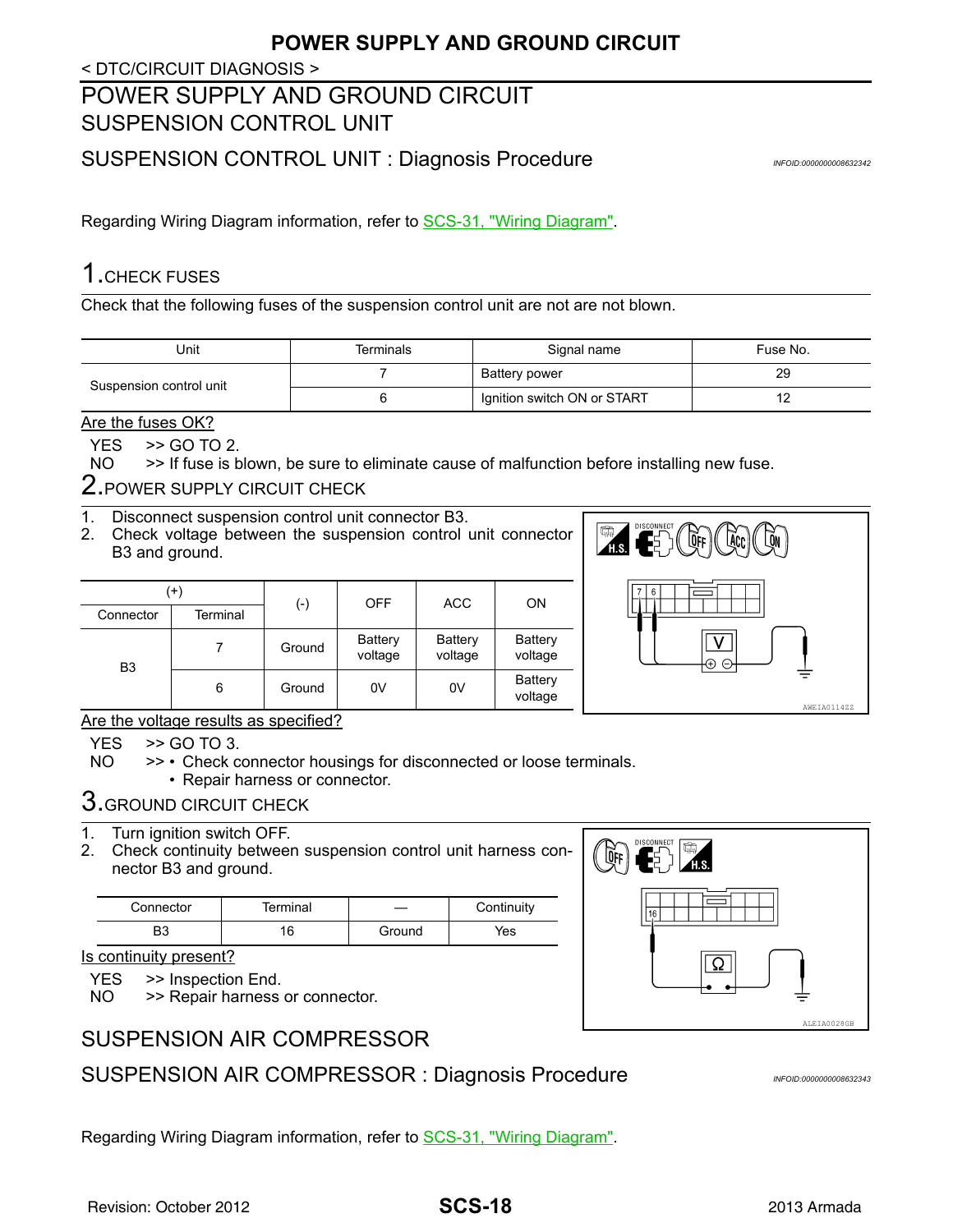< DTC/CIRCUIT DIAGNOSIS >

# POWER SUPPLY AND GROUND CIRCUIT

## SUSPENSION CONTROL UNIT

### SUSPENSION CONTROL UNIT : Diagnosis Procedure

INFOID:0000000008632342

Regarding Wiring Diagram information, refer to SCS-31, "Wiring Diagram".

#### 1.CHECK FUSES

Check that the following fuses of the suspension control unit are not are not blown.

| Unit | Terminals | Signal name | Fuse No. |
|---|---|---|---|
| Suspension control unit | 7 | Battery power | 29 |
| | 6 | Ignition switch ON or START | 12 |

Are the fuses OK?

YES >> GO TO 2.
NO >> If fuse is blown, be sure to eliminate cause of malfunction before installing new fuse.

#### 2.POWER SUPPLY CIRCUIT CHECK

1. Disconnect suspension control unit connector B3.
2. Check voltage between the suspension control unit connector B3 and ground.

| (+) | | (-) | OFF | ACC | ON |
|---|---|---|---|---|---|
| Connector | Terminal | | | | |
| B3 | 7 | Ground | Battery voltage | Battery voltage | Battery voltage |
| | 6 | Ground | 0V | 0V | Battery voltage |

AWEIA0114ZZ

Are the voltage results as specified?

YES >> GO TO 3.
NO >> • Check connector housings for disconnected or loose terminals.
• Repair harness or connector.

#### 3.GROUND CIRCUIT CHECK

1. Turn ignition switch OFF.
2. Check continuity between suspension control unit harness connector B3 and ground.

| Connector | Terminal | — | Continuity |
|---|---|---|---|
| B3 | 16 | Ground | Yes |

ALEIA0028GB

Is continuity present?

YES >> Inspection End.
NO >> Repair harness or connector.

## SUSPENSION AIR COMPRESSOR

### SUSPENSION AIR COMPRESSOR : Diagnosis Procedure

INFOID:0000000008632343

Regarding Wiring Diagram information, refer to SCS-31, "Wiring Diagram".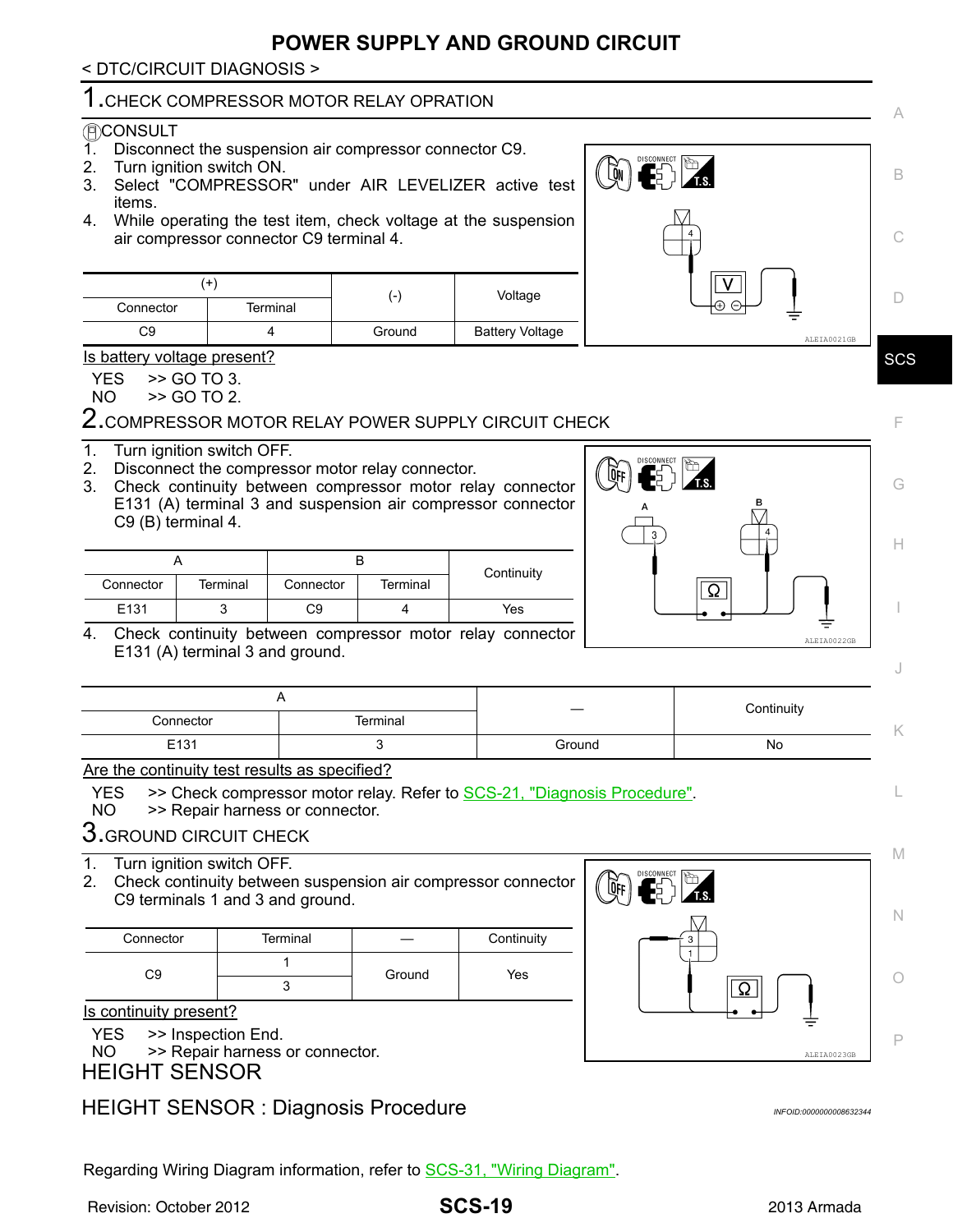# POWER SUPPLY AND GROUND CIRCUIT

< DTC/CIRCUIT DIAGNOSIS >

## 1.CHECK COMPRESSOR MOTOR RELAY OPRATION

CONSULT

1. Disconnect the suspension air compressor connector C9.
2. Turn ignition switch ON.
3. Select "COMPRESSOR" under AIR LEVELIZER active test items.
4. While operating the test item, check voltage at the suspension air compressor connector C9 terminal 4.

| (+) | | (-) | Voltage |
|---|---|---|---|
| Connector | Terminal | | |
| C9 | 4 | Ground | Battery Voltage |

ALEIA0021GB

Is battery voltage present?

YES >> GO TO 3.
NO >> GO TO 2.

## 2.COMPRESSOR MOTOR RELAY POWER SUPPLY CIRCUIT CHECK

1. Turn ignition switch OFF.
2. Disconnect the compressor motor relay connector.
3. Check continuity between compressor motor relay connector E131 (A) terminal 3 and suspension air compressor connector C9 (B) terminal 4.

| A | | B | | Continuity |
|---|---|---|---|---|
| Connector | Terminal | Connector | Terminal | |
| E131 | 3 | C9 | 4 | Yes |

ALEIA0022GB

4. Check continuity between compressor motor relay connector E131 (A) terminal 3 and ground.

| A | | — | Continuity |
|---|---|---|---|
| Connector | Terminal | | |
| E131 | 3 | Ground | No |

Are the continuity test results as specified?

YES >> Check compressor motor relay. Refer to SCS-21, "Diagnosis Procedure".
NO >> Repair harness or connector.

## 3.GROUND CIRCUIT CHECK

1. Turn ignition switch OFF.
2. Check continuity between suspension air compressor connector C9 terminals 1 and 3 and ground.

| Connector | Terminal | — | Continuity |
|---|---|---|---|
| C9 | 1 | Ground | Yes |
| | 3 | | |

ALEIA0023GB

Is continuity present?

YES >> Inspection End.
NO >> Repair harness or connector.

# HEIGHT SENSOR

## HEIGHT SENSOR : Diagnosis Procedure

INFOID:0000000008632344

Regarding Wiring Diagram information, refer to SCS-31, "Wiring Diagram".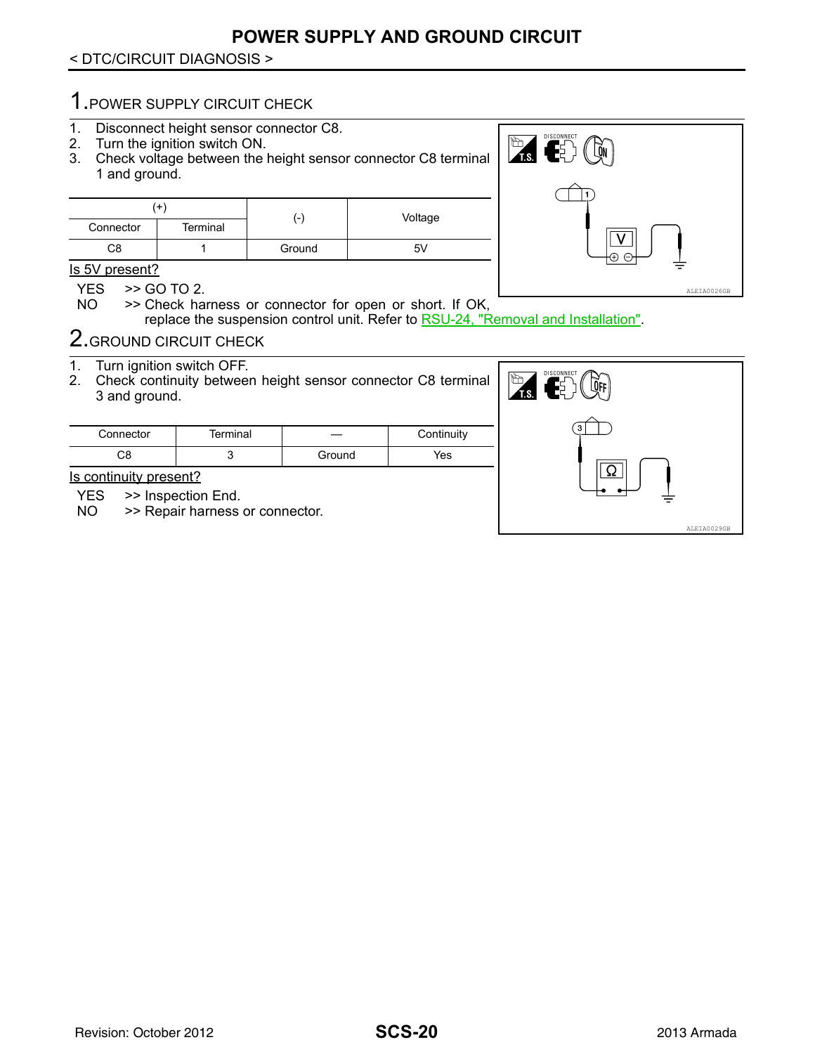# POWER SUPPLY AND GROUND CIRCUIT

< DTC/CIRCUIT DIAGNOSIS >

## 1.POWER SUPPLY CIRCUIT CHECK

1. Disconnect height sensor connector C8.
2. Turn the ignition switch ON.
3. Check voltage between the height sensor connector C8 terminal 1 and ground.

| (+) | | (-) | Voltage |
|---|---|---|---|
| Connector | Terminal | | |
| C8 | 1 | Ground | 5V |

Is 5V present?

YES >> GO TO 2.

NO >> Check harness or connector for open or short. If OK, replace the suspension control unit. Refer to RSU-24, "Removal and Installation".

ALEIA0026GB

## 2.GROUND CIRCUIT CHECK

1. Turn ignition switch OFF.
2. Check continuity between height sensor connector C8 terminal 3 and ground.

| Connector | Terminal | — | Continuity |
|---|---|---|---|
| C8 | 3 | Ground | Yes |

Is continuity present?

YES >> Inspection End.

NO >> Repair harness or connector.

ALEIA0029GB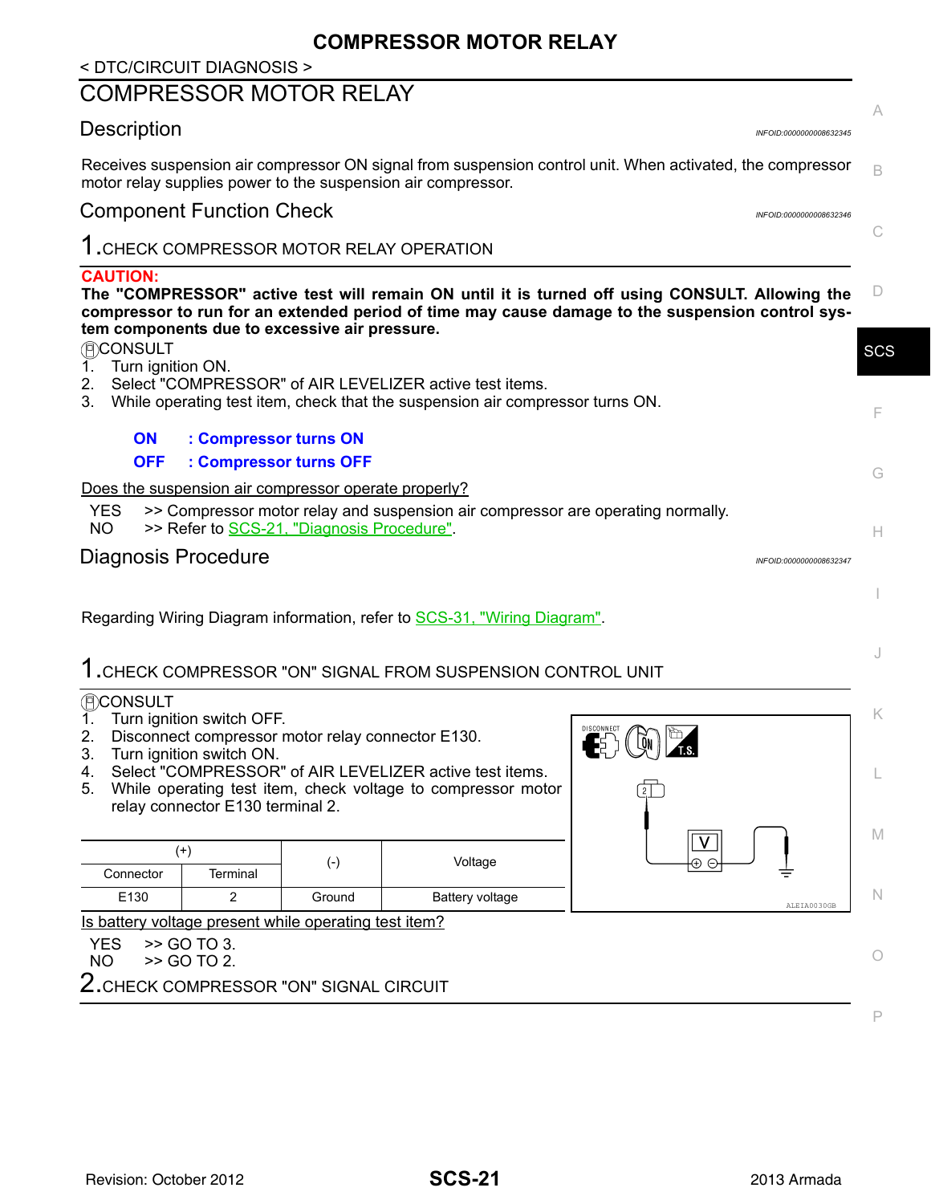< DTC/CIRCUIT DIAGNOSIS >

# COMPRESSOR MOTOR RELAY

## Description

INFOID:0000000008632345

Receives suspension air compressor ON signal from suspension control unit. When activated, the compressor motor relay supplies power to the suspension air compressor.

## Component Function Check

INFOID:0000000008632346

### 1.CHECK COMPRESSOR MOTOR RELAY OPERATION

**CAUTION:**
**The "COMPRESSOR" active test will remain ON until it is turned off using CONSULT. Allowing the compressor to run for an extended period of time may cause damage to the suspension control system components due to excessive air pressure.**

CONSULT

1. Turn ignition ON.
2. Select "COMPRESSOR" of AIR LEVELIZER active test items.
3. While operating test item, check that the suspension air compressor turns ON.

**ON : Compressor turns ON**
**OFF : Compressor turns OFF**

Does the suspension air compressor operate properly?

YES >> Compressor motor relay and suspension air compressor are operating normally.
NO >> Refer to SCS-21, "Diagnosis Procedure".

## Diagnosis Procedure

INFOID:0000000008632347

Regarding Wiring Diagram information, refer to SCS-31, "Wiring Diagram".

### 1.CHECK COMPRESSOR "ON" SIGNAL FROM SUSPENSION CONTROL UNIT

CONSULT

1. Turn ignition switch OFF.
2. Disconnect compressor motor relay connector E130.
3. Turn ignition switch ON.
4. Select "COMPRESSOR" of AIR LEVELIZER active test items.
5. While operating test item, check voltage to compressor motor relay connector E130 terminal 2.

| (+) | | (-) | Voltage |
|---|---|---|---|
| Connector | Terminal | | |
| E130 | 2 | Ground | Battery voltage |

ALEIA0030GB

Is battery voltage present while operating test item?

YES >> GO TO 3.
NO >> GO TO 2.

### 2.CHECK COMPRESSOR "ON" SIGNAL CIRCUIT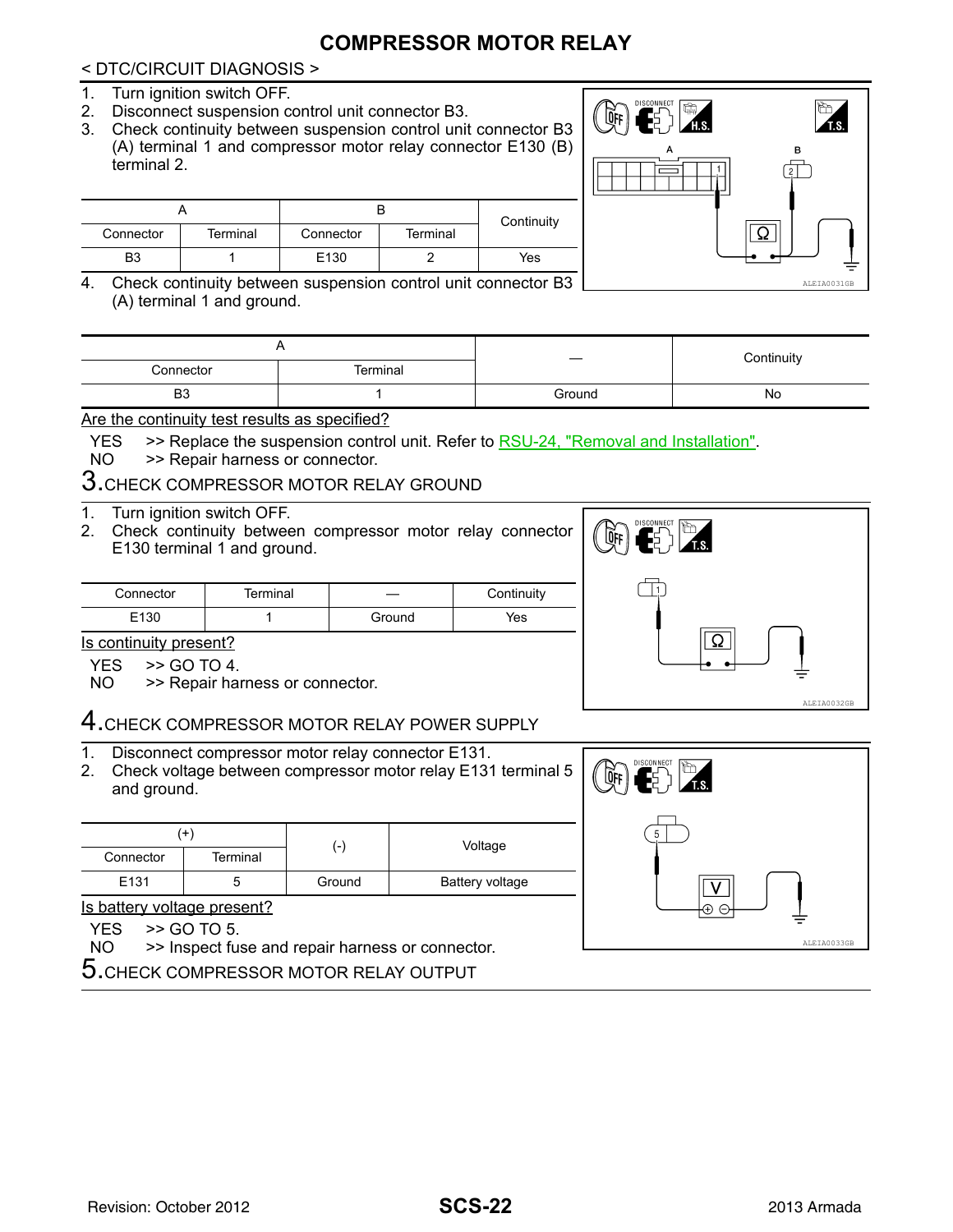# COMPRESSOR MOTOR RELAY

< DTC/CIRCUIT DIAGNOSIS >

1. Turn ignition switch OFF.
2. Disconnect suspension control unit connector B3.
3. Check continuity between suspension control unit connector B3 (A) terminal 1 and compressor motor relay connector E130 (B) terminal 2.

| A | | B | | Continuity |
|---|---|---|---|---|
| Connector | Terminal | Connector | Terminal | |
| B3 | 1 | E130 | 2 | Yes |

4. Check continuity between suspension control unit connector B3 (A) terminal 1 and ground.

| A | | — | Continuity |
|---|---|---|---|
| Connector | Terminal | | |
| B3 | 1 | Ground | No |

Are the continuity test results as specified?

YES >> Replace the suspension control unit. Refer to RSU-24, "Removal and Installation".
NO >> Repair harness or connector.

## 3. CHECK COMPRESSOR MOTOR RELAY GROUND

1. Turn ignition switch OFF.
2. Check continuity between compressor motor relay connector E130 terminal 1 and ground.

| Connector | Terminal | — | Continuity |
|---|---|---|---|
| E130 | 1 | Ground | Yes |

Is continuity present?

YES >> GO TO 4.
NO >> Repair harness or connector.

## 4. CHECK COMPRESSOR MOTOR RELAY POWER SUPPLY

1. Disconnect compressor motor relay connector E131.
2. Check voltage between compressor motor relay E131 terminal 5 and ground.

| (+) | | (-) | Voltage |
|---|---|---|---|
| Connector | Terminal | | |
| E131 | 5 | Ground | Battery voltage |

Is battery voltage present?

YES >> GO TO 5.
NO >> Inspect fuse and repair harness or connector.

## 5. CHECK COMPRESSOR MOTOR RELAY OUTPUT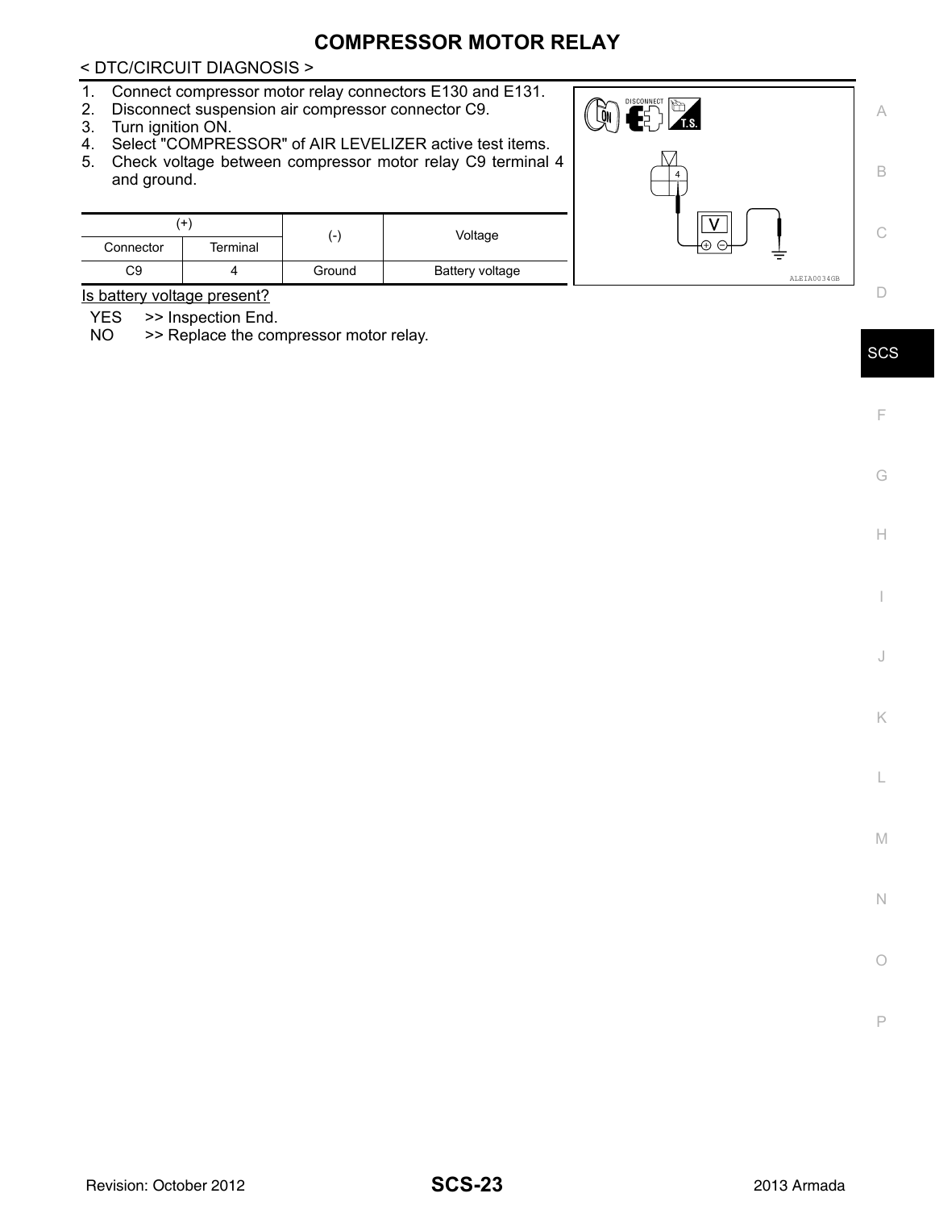# COMPRESSOR MOTOR RELAY

< DTC/CIRCUIT DIAGNOSIS >

1. Connect compressor motor relay connectors E130 and E131.
2. Disconnect suspension air compressor connector C9.
3. Turn ignition ON.
4. Select "COMPRESSOR" of AIR LEVELIZER active test items.
5. Check voltage between compressor motor relay C9 terminal 4 and ground.

| (+) | | (-) | Voltage |
|---|---|---|---|
| Connector | Terminal | | |
| C9 | 4 | Ground | Battery voltage |

Is battery voltage present?

YES >> Inspection End.
NO >> Replace the compressor motor relay.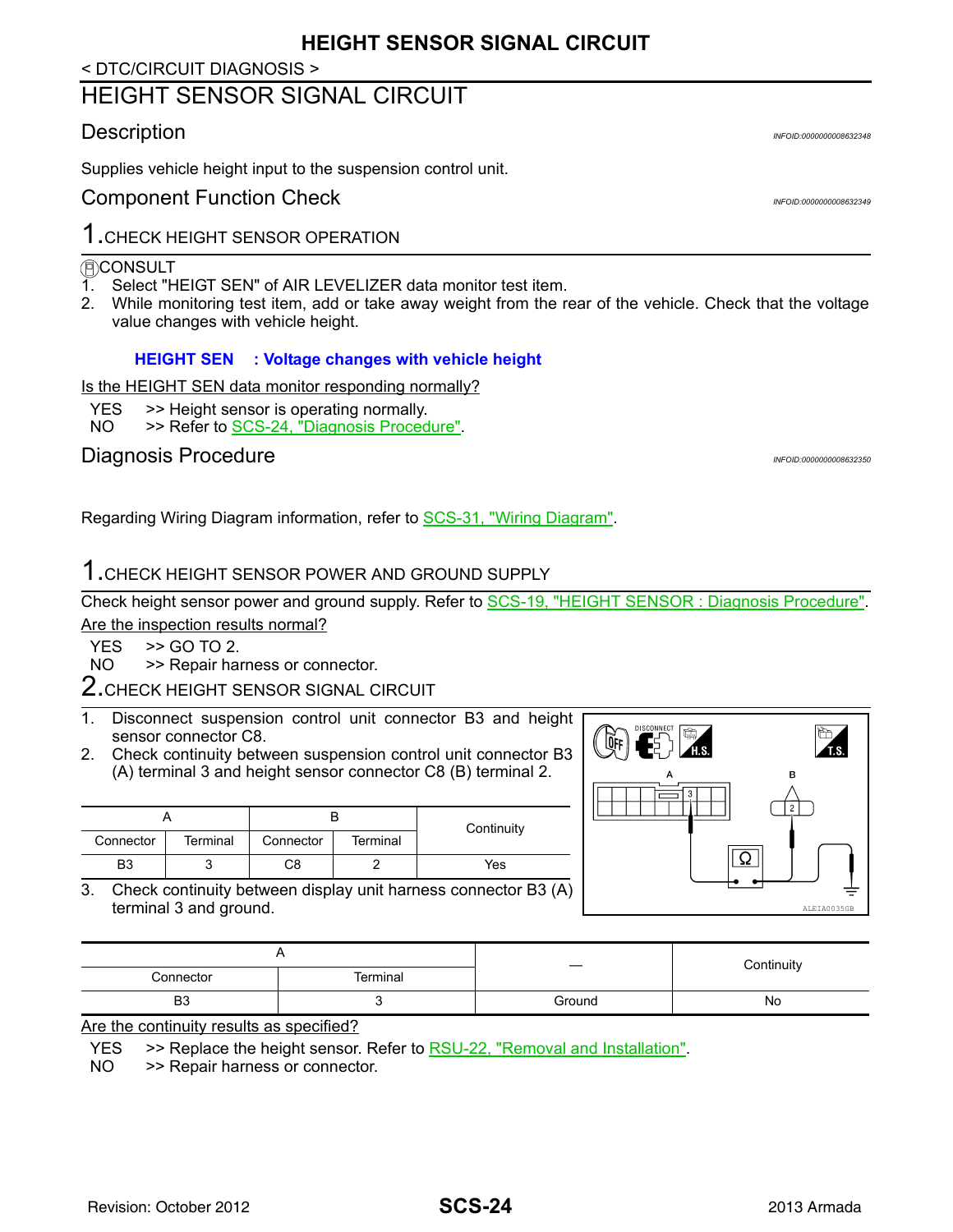# HEIGHT SENSOR SIGNAL CIRCUIT

< DTC/CIRCUIT DIAGNOSIS >

## HEIGHT SENSOR SIGNAL CIRCUIT

### Description

INFOID:0000000008632348

Supplies vehicle height input to the suspension control unit.

### Component Function Check

INFOID:0000000008632349

#### 1.CHECK HEIGHT SENSOR OPERATION

CONSULT

1. Select "HEIGT SEN" of AIR LEVELIZER data monitor test item.
2. While monitoring test item, add or take away weight from the rear of the vehicle. Check that the voltage value changes with vehicle height.

**HEIGHT SEN : Voltage changes with vehicle height**

Is the HEIGHT SEN data monitor responding normally?

YES >> Height sensor is operating normally.
NO >> Refer to SCS-24, "Diagnosis Procedure".

### Diagnosis Procedure

INFOID:0000000008632350

Regarding Wiring Diagram information, refer to SCS-31, "Wiring Diagram".

#### 1.CHECK HEIGHT SENSOR POWER AND GROUND SUPPLY

Check height sensor power and ground supply. Refer to SCS-19, "HEIGHT SENSOR : Diagnosis Procedure".

Are the inspection results normal?

YES >> GO TO 2.
NO >> Repair harness or connector.

#### 2.CHECK HEIGHT SENSOR SIGNAL CIRCUIT

1. Disconnect suspension control unit connector B3 and height sensor connector C8.
2. Check continuity between suspension control unit connector B3 (A) terminal 3 and height sensor connector C8 (B) terminal 2.

| A | | B | | Continuity |
|---|---|---|---|---|
| Connector | Terminal | Connector | Terminal | |
| B3 | 3 | C8 | 2 | Yes |

3. Check continuity between display unit harness connector B3 (A) terminal 3 and ground.

ALEIA0035GB

| A | | — | Continuity |
|---|---|---|---|
| Connector | Terminal | | |
| B3 | 3 | Ground | No |

Are the continuity results as specified?

YES >> Replace the height sensor. Refer to RSU-22, "Removal and Installation".
NO >> Repair harness or connector.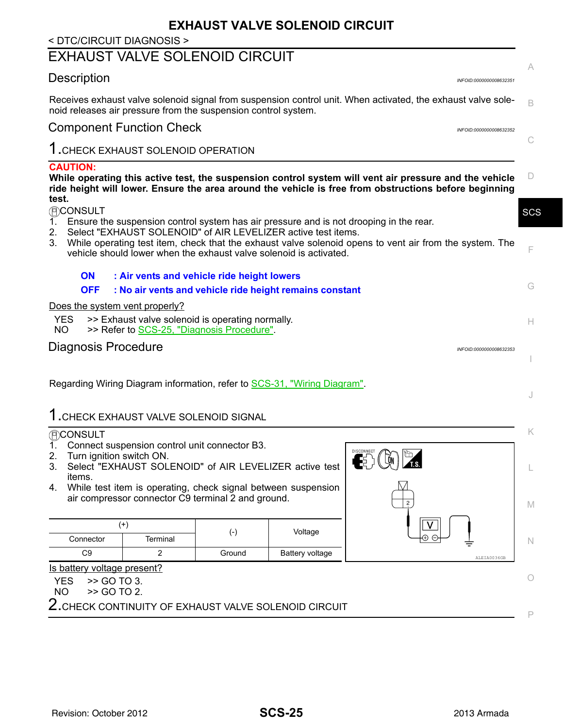< DTC/CIRCUIT DIAGNOSIS >

# EXHAUST VALVE SOLENOID CIRCUIT

## Description

INFOID:0000000008632351

Receives exhaust valve solenoid signal from suspension control unit. When activated, the exhaust valve solenoid releases air pressure from the suspension control system.

## Component Function Check

INFOID:0000000008632352

### 1.CHECK EXHAUST SOLENOID OPERATION

**CAUTION:**
**While operating this active test, the suspension control system will vent air pressure and the vehicle ride height will lower. Ensure the area around the vehicle is free from obstructions before beginning test.**

CONSULT

1. Ensure the suspension control system has air pressure and is not drooping in the rear.
2. Select "EXHAUST SOLENOID" of AIR LEVELIZER active test items.
3. While operating test item, check that the exhaust valve solenoid opens to vent air from the system. The vehicle should lower when the exhaust valve solenoid is activated.

**ON : Air vents and vehicle ride height lowers**
**OFF : No air vents and vehicle ride height remains constant**

Does the system vent properly?

YES >> Exhaust valve solenoid is operating normally.
NO >> Refer to SCS-25, "Diagnosis Procedure".

## Diagnosis Procedure

INFOID:0000000008632353

Regarding Wiring Diagram information, refer to SCS-31, "Wiring Diagram".

### 1.CHECK EXHAUST VALVE SOLENOID SIGNAL

CONSULT

1. Connect suspension control unit connector B3.
2. Turn ignition switch ON.
3. Select "EXHAUST SOLENOID" of AIR LEVELIZER active test items.
4. While test item is operating, check signal between suspension air compressor connector C9 terminal 2 and ground.

| (+) | | (-) | Voltage |
|---|---|---|---|
| Connector | Terminal | | |
| C9 | 2 | Ground | Battery voltage |

ALEIA0036GB

Is battery voltage present?

YES >> GO TO 3.
NO >> GO TO 2.

### 2.CHECK CONTINUITY OF EXHAUST VALVE SOLENOID CIRCUIT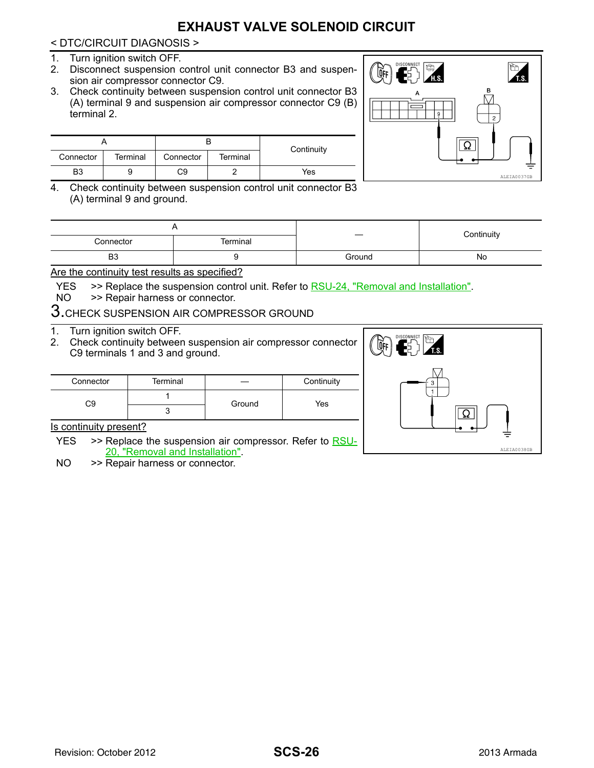# EXHAUST VALVE SOLENOID CIRCUIT

< DTC/CIRCUIT DIAGNOSIS >

1. Turn ignition switch OFF.
2. Disconnect suspension control unit connector B3 and suspension air compressor connector C9.
3. Check continuity between suspension control unit connector B3 (A) terminal 9 and suspension air compressor connector C9 (B) terminal 2.

| A | | B | | Continuity |
|---|---|---|---|---|
| Connector | Terminal | Connector | Terminal | |
| B3 | 9 | C9 | 2 | Yes |

ALEIA0037GB

4. Check continuity between suspension control unit connector B3 (A) terminal 9 and ground.

| A | | — | Continuity |
|---|---|---|---|
| Connector | Terminal | | |
| B3 | 9 | Ground | No |

Are the continuity test results as specified?

YES >> Replace the suspension control unit. Refer to RSU-24, "Removal and Installation".
NO >> Repair harness or connector.

## 3. CHECK SUSPENSION AIR COMPRESSOR GROUND

1. Turn ignition switch OFF.
2. Check continuity between suspension air compressor connector C9 terminals 1 and 3 and ground.

| Connector | Terminal | — | Continuity |
|---|---|---|---|
| C9 | 1 | Ground | Yes |
| | 3 | | |

ALEIA0038GB

Is continuity present?

YES >> Replace the suspension air compressor. Refer to RSU-20, "Removal and Installation".
NO >> Repair harness or connector.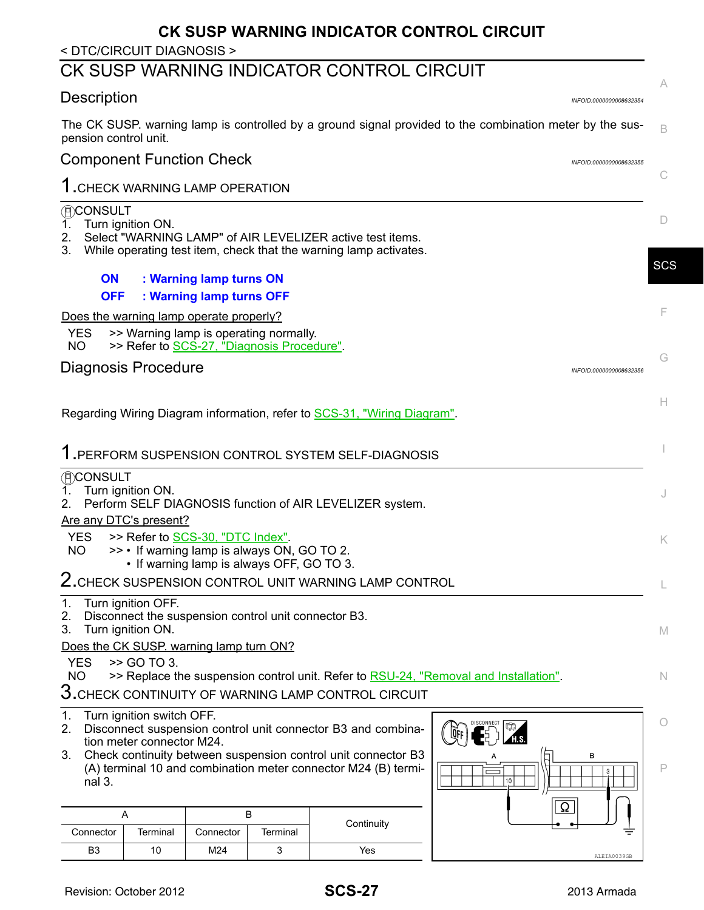# CK SUSP WARNING INDICATOR CONTROL CIRCUIT

< DTC/CIRCUIT DIAGNOSIS >

## CK SUSP WARNING INDICATOR CONTROL CIRCUIT

### Description

INFOID:0000000008632354

The CK SUSP. warning lamp is controlled by a ground signal provided to the combination meter by the suspension control unit.

### Component Function Check

INFOID:0000000008632355

#### 1.CHECK WARNING LAMP OPERATION

CONSULT

1. Turn ignition ON.
2. Select "WARNING LAMP" of AIR LEVELIZER active test items.
3. While operating test item, check that the warning lamp activates.

**ON : Warning lamp turns ON**
**OFF : Warning lamp turns OFF**

Does the warning lamp operate properly?

YES >> Warning lamp is operating normally.
NO >> Refer to SCS-27, "Diagnosis Procedure".

### Diagnosis Procedure

INFOID:0000000008632356

Regarding Wiring Diagram information, refer to SCS-31, "Wiring Diagram".

#### 1.PERFORM SUSPENSION CONTROL SYSTEM SELF-DIAGNOSIS

CONSULT

1. Turn ignition ON.
2. Perform SELF DIAGNOSIS function of AIR LEVELIZER system.

Are any DTC's present?

YES >> Refer to SCS-30, "DTC Index".
NO >> • If warning lamp is always ON, GO TO 2.
• If warning lamp is always OFF, GO TO 3.

#### 2.CHECK SUSPENSION CONTROL UNIT WARNING LAMP CONTROL

1. Turn ignition OFF.
2. Disconnect the suspension control unit connector B3.
3. Turn ignition ON.

Does the CK SUSP. warning lamp turn ON?

YES >> GO TO 3.
NO >> Replace the suspension control unit. Refer to RSU-24, "Removal and Installation".

#### 3.CHECK CONTINUITY OF WARNING LAMP CONTROL CIRCUIT

1. Turn ignition switch OFF.
2. Disconnect suspension control unit connector B3 and combination meter connector M24.
3. Check continuity between suspension control unit connector B3 (A) terminal 10 and combination meter connector M24 (B) terminal 3.

| A | | B | | Continuity |
|---|---|---|---|---|
| Connector | Terminal | Connector | Terminal | |
| B3 | 10 | M24 | 3 | Yes |

ALEIA0039GB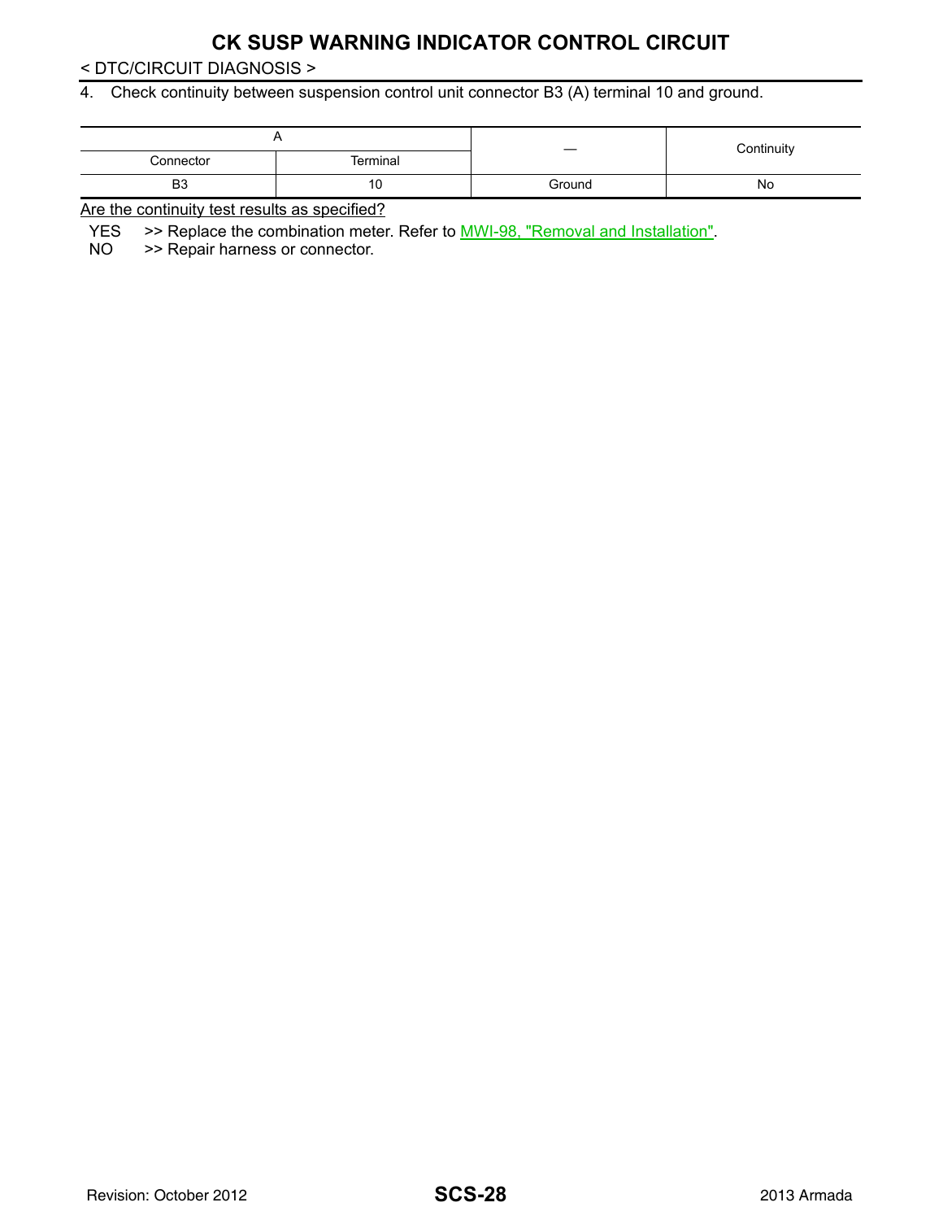# CK SUSP WARNING INDICATOR CONTROL CIRCUIT

< DTC/CIRCUIT DIAGNOSIS >

4. Check continuity between suspension control unit connector B3 (A) terminal 10 and ground.

| A | | — | Continuity |
|---|---|---|---|
| Connector | Terminal | | |
| B3 | 10 | Ground | No |

Are the continuity test results as specified?

YES >> Replace the combination meter. Refer to MWI-98, "Removal and Installation".
NO >> Repair harness or connector.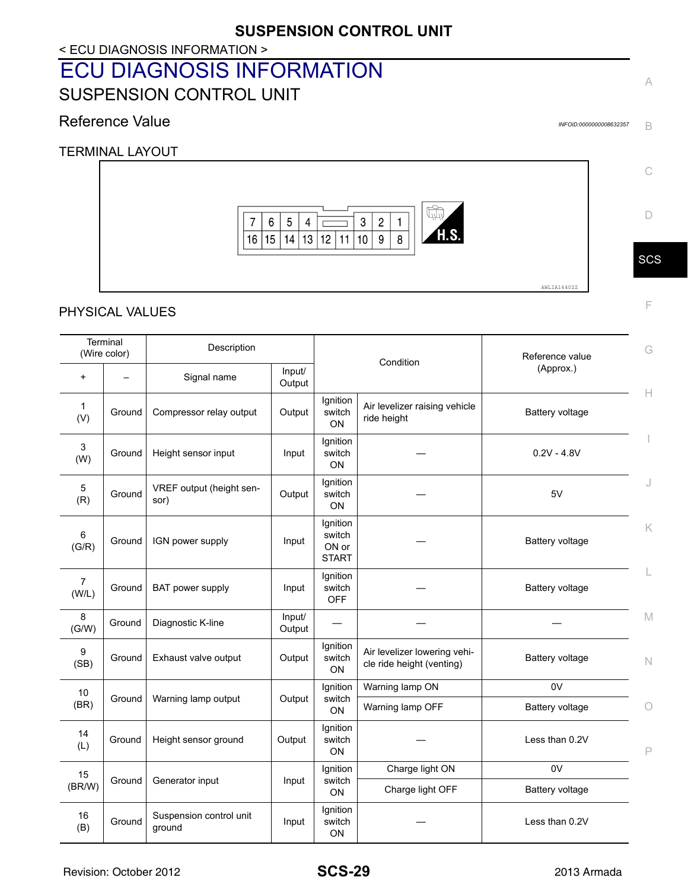# ECU DIAGNOSIS INFORMATION

## SUSPENSION CONTROL UNIT

### Reference Value

INFOID:0000000008632357

TERMINAL LAYOUT

| 7 | 6 | 5 | 4 | | 3 | 2 | 1 |
|---|---|---|---|---|---|---|---|
| 16 | 15 | 14 | 13 | 12 | 11 | 10 | 9 | 8 |

H.S.

AWLIA1640ZZ

PHYSICAL VALUES

| Terminal (Wire color) | | Description | | Condition | | Reference value (Approx.) |
|---|---|---|---|---|---|---|
| + | − | Signal name | Input/ Output | | | |
| 1 (V) | Ground | Compressor relay output | Output | Ignition switch ON | Air levelizer raising vehicle ride height | Battery voltage |
| 3 (W) | Ground | Height sensor input | Input | Ignition switch ON | — | 0.2V - 4.8V |
| 5 (R) | Ground | VREF output (height sensor) | Output | Ignition switch ON | — | 5V |
| 6 (G/R) | Ground | IGN power supply | Input | Ignition switch ON or START | — | Battery voltage |
| 7 (W/L) | Ground | BAT power supply | Input | Ignition switch OFF | — | Battery voltage |
| 8 (G/W) | Ground | Diagnostic K-line | Input/ Output | — | — | — |
| 9 (SB) | Ground | Exhaust valve output | Output | Ignition switch ON | Air levelizer lowering vehicle ride height (venting) | Battery voltage |
| 10 (BR) | Ground | Warning lamp output | Output | Ignition switch ON | Warning lamp ON | 0V |
| | | | | | Warning lamp OFF | Battery voltage |
| 14 (L) | Ground | Height sensor ground | Output | Ignition switch ON | — | Less than 0.2V |
| 15 (BR/W) | Ground | Generator input | Input | Ignition switch ON | Charge light ON | 0V |
| | | | | | Charge light OFF | Battery voltage |
| 16 (B) | Ground | Suspension control unit ground | Input | Ignition switch ON | — | Less than 0.2V |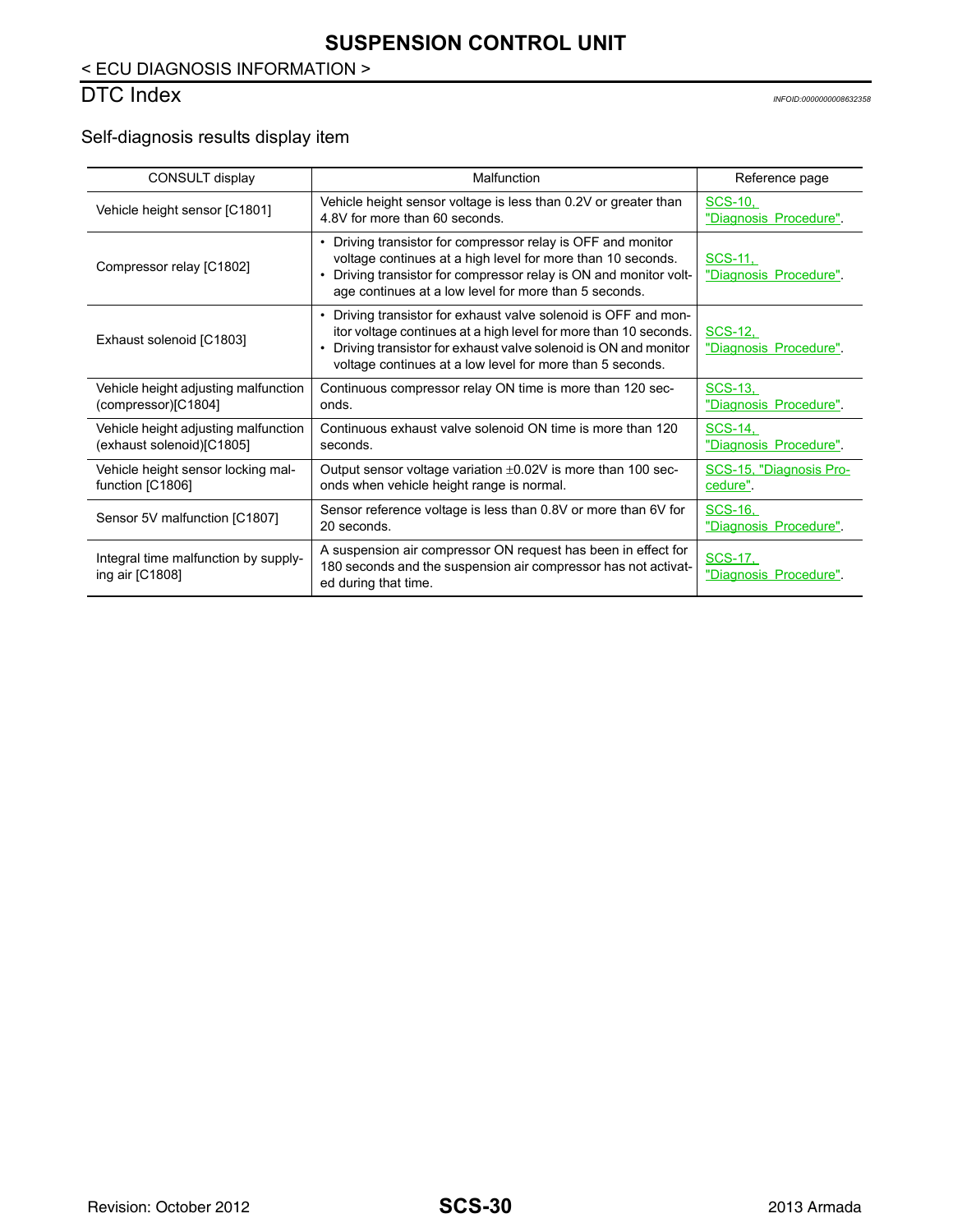# SUSPENSION CONTROL UNIT

< ECU DIAGNOSIS INFORMATION >

## DTC Index

*INFOID:0000000008632358*

### Self-diagnosis results display item

| CONSULT display | Malfunction | Reference page |
|---|---|---|
| Vehicle height sensor [C1801] | Vehicle height sensor voltage is less than 0.2V or greater than 4.8V for more than 60 seconds. | SCS-10, "Diagnosis Procedure". |
| Compressor relay [C1802] | • Driving transistor for compressor relay is OFF and monitor voltage continues at a high level for more than 10 seconds.<br>• Driving transistor for compressor relay is ON and monitor voltage continues at a low level for more than 5 seconds. | SCS-11, "Diagnosis Procedure". |
| Exhaust solenoid [C1803] | • Driving transistor for exhaust valve solenoid is OFF and monitor voltage continues at a high level for more than 10 seconds.<br>• Driving transistor for exhaust valve solenoid is ON and monitor voltage continues at a low level for more than 5 seconds. | SCS-12, "Diagnosis Procedure". |
| Vehicle height adjusting malfunction (compressor)[C1804] | Continuous compressor relay ON time is more than 120 seconds. | SCS-13, "Diagnosis Procedure". |
| Vehicle height adjusting malfunction (exhaust solenoid)[C1805] | Continuous exhaust valve solenoid ON time is more than 120 seconds. | SCS-14, "Diagnosis Procedure". |
| Vehicle height sensor locking malfunction [C1806] | Output sensor voltage variation $\pm$0.02V is more than 100 seconds when vehicle height range is normal. | SCS-15, "Diagnosis Procedure". |
| Sensor 5V malfunction [C1807] | Sensor reference voltage is less than 0.8V or more than 6V for 20 seconds. | SCS-16, "Diagnosis Procedure". |
| Integral time malfunction by supplying air [C1808] | A suspension air compressor ON request has been in effect for 180 seconds and the suspension air compressor has not activated during that time. | SCS-17, "Diagnosis Procedure". |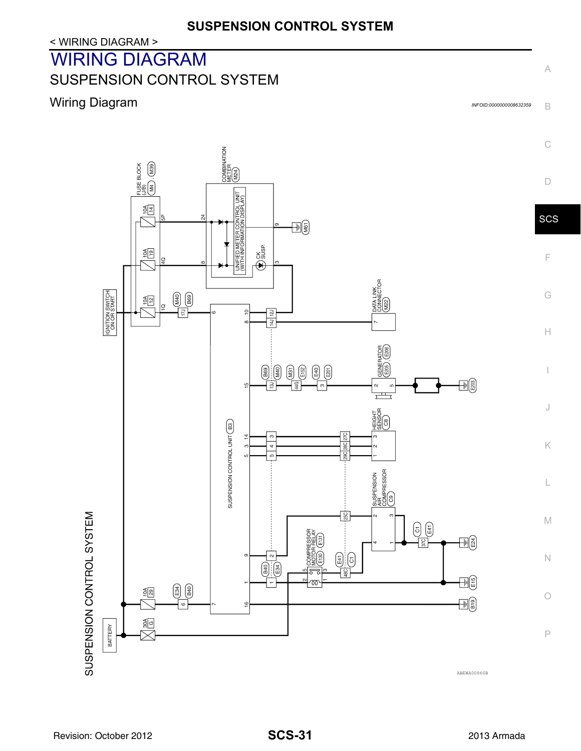# WIRING DIAGRAM

## SUSPENSION CONTROL SYSTEM

### Wiring Diagram

INFOID:0000000008632359

SUSPENSION CONTROL SYSTEM

FUSE BLOCK (J/B) (M4), (M39)

COMBINATION METER (M24)

UNIFIED METER CONTROL UNIT (WITH INFORMATION DISPLAY)

CK SUSP.

IGNITION SWITCH ON OR START

DATA LINK CONNECTOR (M22)

GENERATOR (E205), (E206)

HEIGHT SENSOR (C8)

SUSPENSION CONTROL UNIT (B3)

SUSPENSION AIR COMPRESSOR (C9)

COMPRESSOR MOTOR RELAY (E130), (E131)

BATTERY

10A 14, 10A 19, 10A 12, 10A 29, 30A G

M61, E203, E24, E15, B19

ABEWA0086GB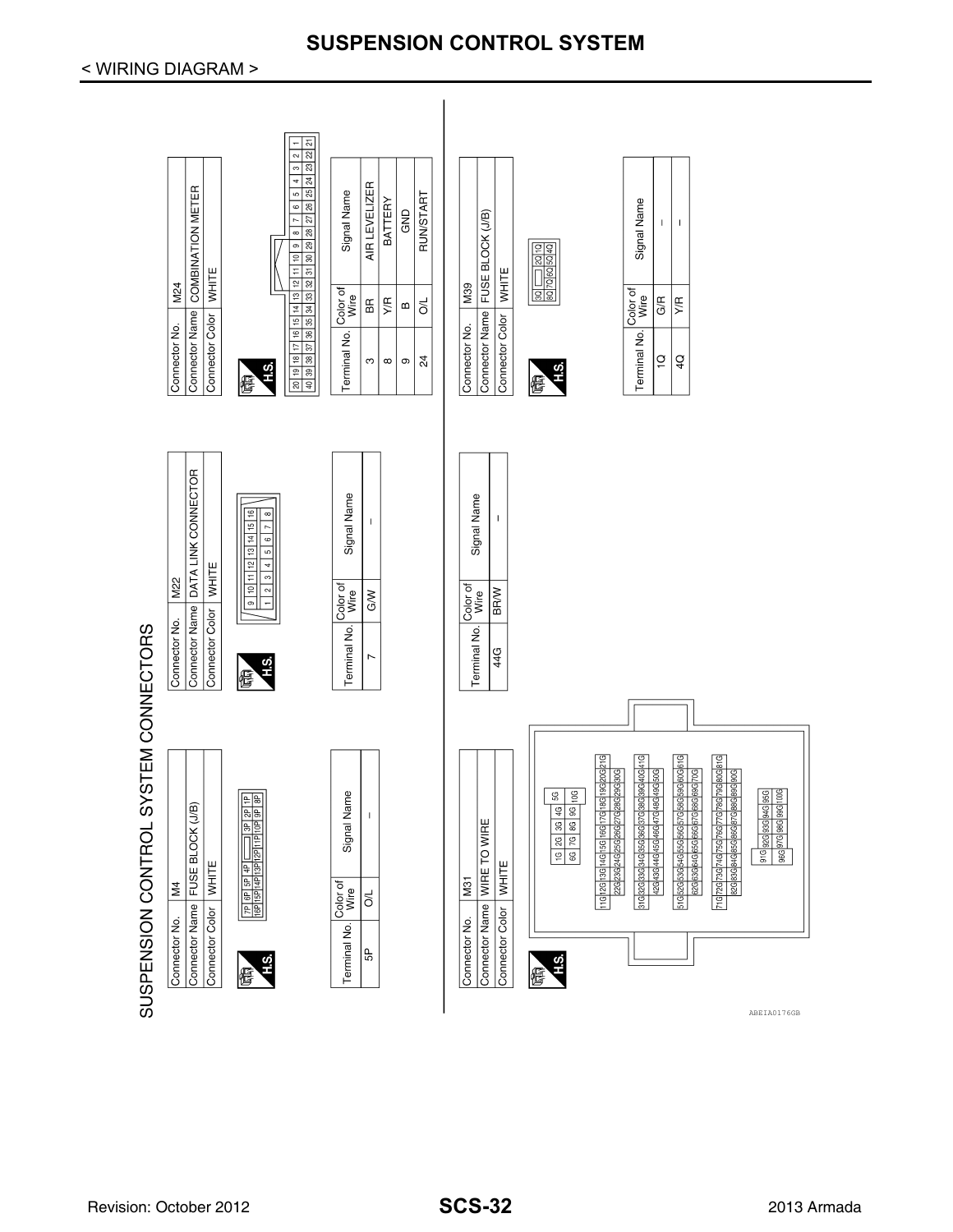# SUSPENSION CONTROL SYSTEM

< WIRING DIAGRAM >

## SUSPENSION CONTROL SYSTEM CONNECTORS

| Connector No. | M4 |
|---|---|
| Connector Name | FUSE BLOCK (J/B) |
| Connector Color | WHITE |

| Terminal No. | Color of Wire | Signal Name |
|---|---|---|
| 5P | O/L | – |

| Connector No. | M22 |
|---|---|
| Connector Name | DATA LINK CONNECTOR |
| Connector Color | WHITE |

| Terminal No. | Color of Wire | Signal Name |
|---|---|---|
| 7 | G/W | – |

| Connector No. | M24 |
|---|---|
| Connector Name | COMBINATION METER |
| Connector Color | WHITE |

| Terminal No. | Color of Wire | Signal Name |
|---|---|---|
| 3 | BR | AIR LEVELIZER |
| 8 | Y/R | BATTERY |
| 9 | B | GND |
| 24 | O/L | RUN/START |

| Connector No. | M31 |
|---|---|
| Connector Name | WIRE TO WIRE |
| Connector Color | WHITE |

| Terminal No. | Color of Wire | Signal Name |
|---|---|---|
| 44G | BR/W | – |

| Connector No. | M39 |
|---|---|
| Connector Name | FUSE BLOCK (J/B) |
| Connector Color | WHITE |

| Terminal No. | Color of Wire | Signal Name |
|---|---|---|
| 1Q | G/R | – |
| 4Q | Y/R | – |

ABEIA0176GB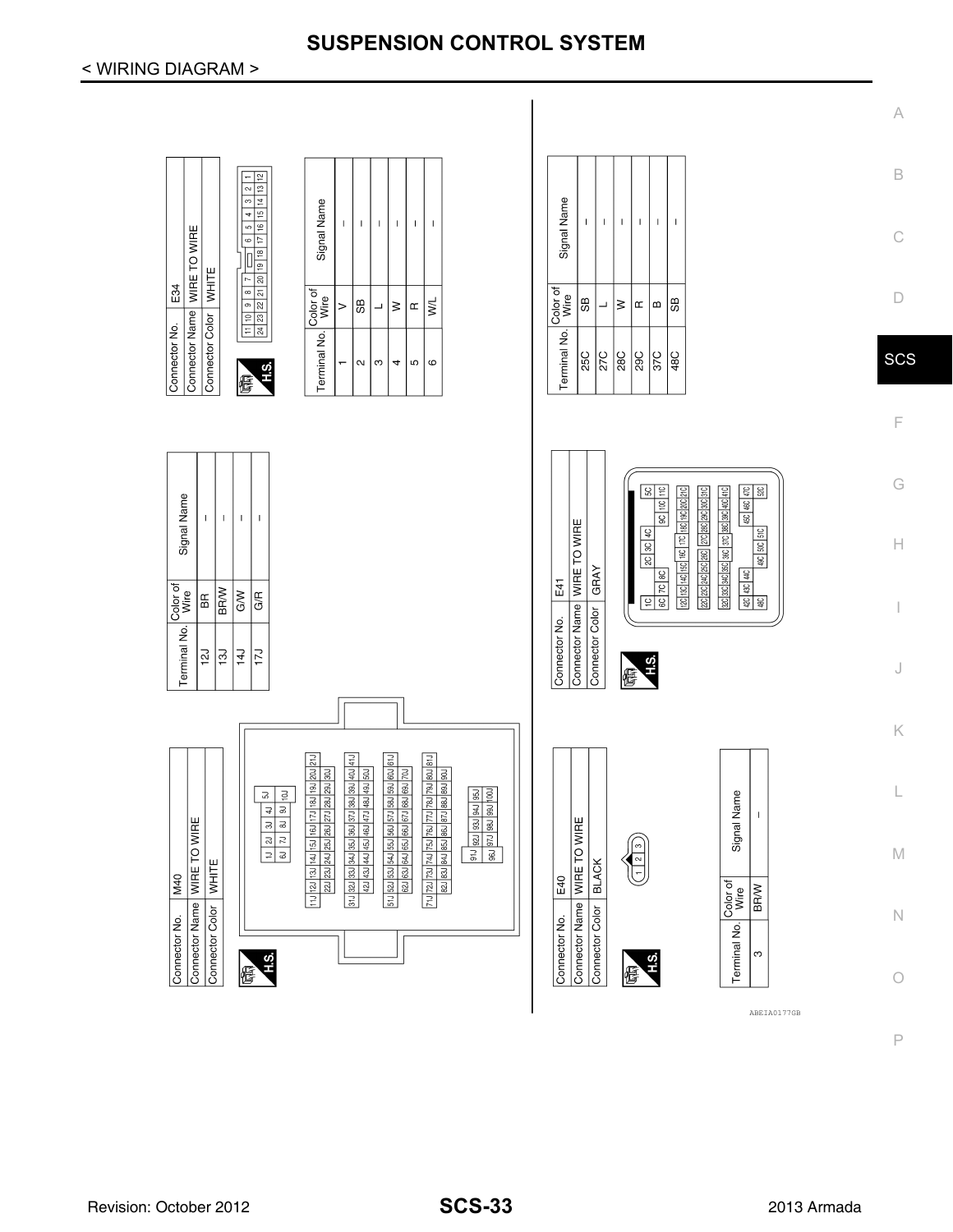# SUSPENSION CONTROL SYSTEM

< WIRING DIAGRAM >

| Connector No. | M40 |
|---|---|
| Connector Name | WIRE TO WIRE |
| Connector Color | WHITE |

H.S.

| Terminal No. | Color of Wire | Signal Name |
|---|---|---|
| 12J | BR | – |
| 13J | BR/W | – |
| 14J | G/W | – |
| 17J | G/R | – |

| Connector No. | E34 |
|---|---|
| Connector Name | WIRE TO WIRE |
| Connector Color | WHITE |

H.S.

| Terminal No. | Color of Wire | Signal Name |
|---|---|---|
| 1 | V | – |
| 2 | SB | – |
| 3 | L | – |
| 4 | W | – |
| 5 | R | – |
| 6 | W/L | – |

| Connector No. | E40 |
|---|---|
| Connector Name | WIRE TO WIRE |
| Connector Color | BLACK |

H.S.

| Terminal No. | Color of Wire | Signal Name |
|---|---|---|
| 3 | BR/W | – |

| Connector No. | E41 |
|---|---|
| Connector Name | WIRE TO WIRE |
| Connector Color | GRAY |

H.S.

| Terminal No. | Color of Wire | Signal Name |
|---|---|---|
| 25C | SB | – |
| 27C | L | – |
| 28C | W | – |
| 29C | R | – |
| 37C | B | – |
| 48C | SB | – |

ABEIA0177GB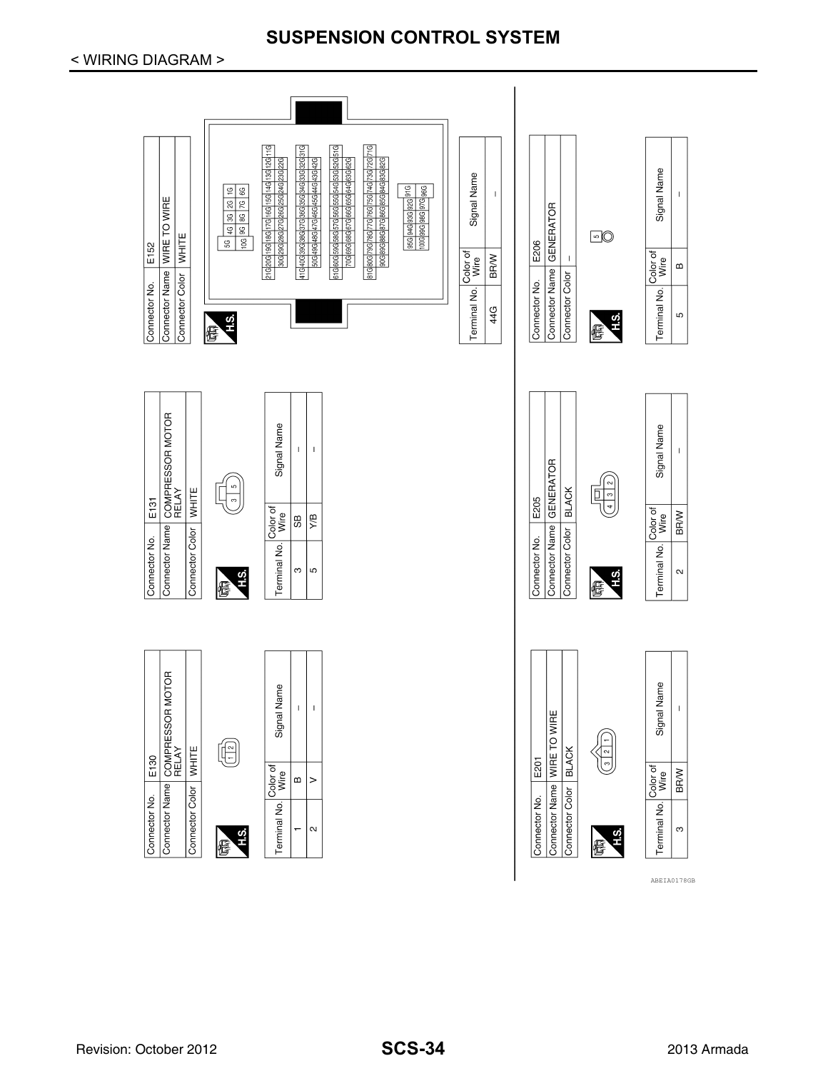# SUSPENSION CONTROL SYSTEM

< WIRING DIAGRAM >

| Connector No. | E130 |
|---|---|
| Connector Name | COMPRESSOR MOTOR RELAY |
| Connector Color | WHITE |

H.S.

| Terminal No. | Color of Wire | Signal Name |
|---|---|---|
| 1 | B | – |
| 2 | V | – |

| Connector No. | E131 |
|---|---|
| Connector Name | COMPRESSOR MOTOR RELAY |
| Connector Color | WHITE |

H.S.

| Terminal No. | Color of Wire | Signal Name |
|---|---|---|
| 3 | SB | – |
| 5 | Y/B | – |

| Connector No. | E152 |
|---|---|
| Connector Name | WIRE TO WIRE |
| Connector Color | WHITE |

H.S.

| Terminal No. | Color of Wire | Signal Name |
|---|---|---|
| 44G | BR/W | – |

| Connector No. | E201 |
|---|---|
| Connector Name | WIRE TO WIRE |
| Connector Color | BLACK |

H.S.

| Terminal No. | Color of Wire | Signal Name |
|---|---|---|
| 3 | BR/W | – |

| Connector No. | E205 |
|---|---|
| Connector Name | GENERATOR |
| Connector Color | BLACK |

H.S.

| Terminal No. | Color of Wire | Signal Name |
|---|---|---|
| 2 | BR/W | – |

| Connector No. | E206 |
|---|---|
| Connector Name | GENERATOR |
| Connector Color | – |

H.S.

| Terminal No. | Color of Wire | Signal Name |
|---|---|---|
| 5 | B | – |

ABEIA0178GB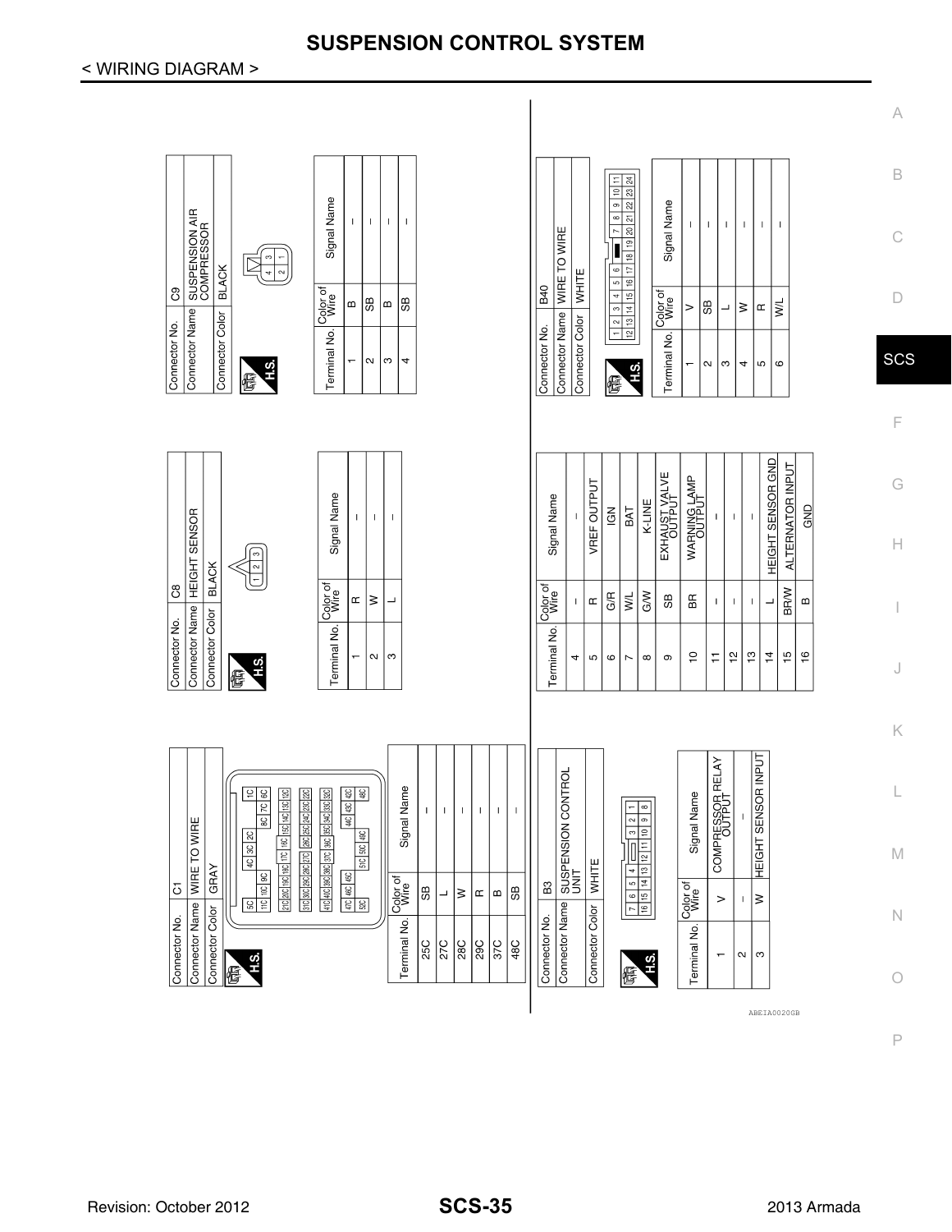# SUSPENSION CONTROL SYSTEM

< WIRING DIAGRAM >

| Connector No. | C1 |
|---|---|
| Connector Name | WIRE TO WIRE |
| Connector Color | GRAY |

| Terminal No. | Color of Wire | Signal Name |
|---|---|---|
| 25C | SB | – |
| 27C | L | – |
| 28C | W | – |
| 29C | R | – |
| 37C | B | – |
| 48C | SB | – |

| Connector No. | B3 |
|---|---|
| Connector Name | SUSPENSION CONTROL UNIT |
| Connector Color | WHITE |

| Terminal No. | Color of Wire | Signal Name |
|---|---|---|
| 1 | V | COMPRESSOR RELAY OUTPUT |
| 2 | – | – |
| 3 | W | HEIGHT SENSOR INPUT |
| 4 | – | – |
| 5 | R | VREF OUTPUT |
| 6 | G/R | IGN |
| 7 | W/L | BAT |
| 8 | G/W | K-LINE |
| 9 | SB | EXHAUST VALVE OUTPUT |
| 10 | BR | WARNING LAMP OUTPUT |
| 11 | – | – |
| 12 | – | – |
| 13 | – | – |
| 14 | L | HEIGHT SENSOR GND |
| 15 | BR/W | ALTERNATOR INPUT |
| 16 | B | GND |

| Connector No. | C8 |
|---|---|
| Connector Name | HEIGHT SENSOR |
| Connector Color | BLACK |

| Terminal No. | Color of Wire | Signal Name |
|---|---|---|
| 1 | R | – |
| 2 | W | – |
| 3 | L | – |

| Connector No. | C9 |
|---|---|
| Connector Name | SUSPENSION AIR COMPRESSOR |
| Connector Color | BLACK |

| Terminal No. | Color of Wire | Signal Name |
|---|---|---|
| 1 | B | – |
| 2 | SB | – |
| 3 | B | – |
| 4 | SB | – |

| Connector No. | B40 |
|---|---|
| Connector Name | WIRE TO WIRE |
| Connector Color | WHITE |

| Terminal No. | Color of Wire | Signal Name |
|---|---|---|
| 1 | V | – |
| 2 | SB | – |
| 3 | L | – |
| 4 | W | – |
| 5 | R | – |
| 6 | W/L | – |

ABEIA0020GB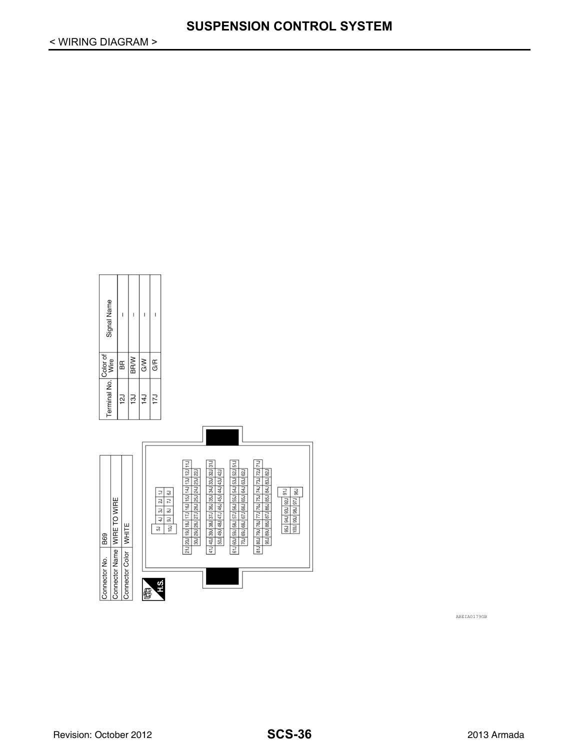# SUSPENSION CONTROL SYSTEM

< WIRING DIAGRAM >

| Connector No. | B69 |
|---|---|
| Connector Name | WIRE TO WIRE |
| Connector Color | WHITE |

H.S.

| 5J | 4J | 3J | 2J | 1J |
|---|---|---|---|---|
| | 10J | 9J | 8J | 7J | 6J |

| 21J | 20J | 19J | 18J | 17J | 16J | 15J | 14J | 13J | 12J | 11J |
|---|---|---|---|---|---|---|---|---|---|---|
| | 30J | 29J | 28J | 27J | 26J | 25J | 24J | 23J | 22J | |

| 41J | 40J | 39J | 38J | 37J | 36J | 35J | 34J | 33J | 32J | 31J |
|---|---|---|---|---|---|---|---|---|---|---|
| | 50J | 49J | 48J | 47J | 46J | 45J | 44J | 43J | 42J | |

| 61J | 60J | 59J | 58J | 57J | 56J | 55J | 54J | 53J | 52J | 51J |
|---|---|---|---|---|---|---|---|---|---|---|
| | 70J | 69J | 68J | 67J | 66J | 65J | 64J | 63J | 62J | |

| 81J | 80J | 79J | 78J | 77J | 76J | 75J | 74J | 73J | 72J | 71J |
|---|---|---|---|---|---|---|---|---|---|---|
| | 90J | 89J | 88J | 87J | 86J | 85J | 84J | 83J | 82J | |

| 95J | 94J | 93J | 92J | 91J |
|---|---|---|---|---|
| 100J | 99J | 98J | 97J | 96J |

| Terminal No. | Color of Wire | Signal Name |
|---|---|---|
| 12J | BR | – |
| 13J | BR/W | – |
| 14J | G/W | – |
| 17J | G/R | – |

ABEIA0179GB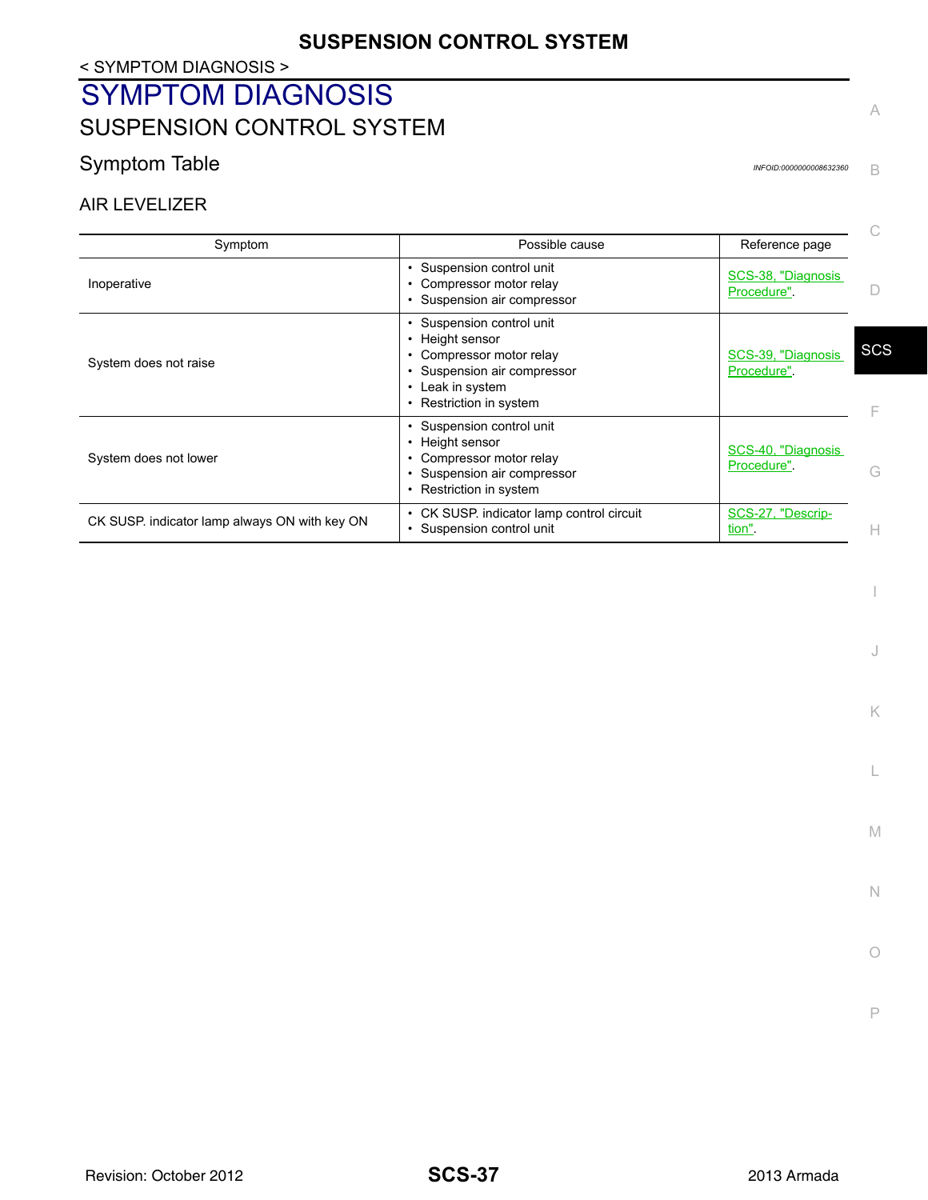# SYMPTOM DIAGNOSIS

## SUSPENSION CONTROL SYSTEM

### Symptom Table

INFOID:0000000008632360

AIR LEVELIZER

| Symptom | Possible cause | Reference page |
|---|---|---|
| Inoperative | • Suspension control unit<br>• Compressor motor relay<br>• Suspension air compressor | SCS-38, "Diagnosis Procedure". |
| System does not raise | • Suspension control unit<br>• Height sensor<br>• Compressor motor relay<br>• Suspension air compressor<br>• Leak in system<br>• Restriction in system | SCS-39, "Diagnosis Procedure". |
| System does not lower | • Suspension control unit<br>• Height sensor<br>• Compressor motor relay<br>• Suspension air compressor<br>• Restriction in system | SCS-40, "Diagnosis Procedure". |
| CK SUSP. indicator lamp always ON with key ON | • CK SUSP. indicator lamp control circuit<br>• Suspension control unit | SCS-27, "Description". |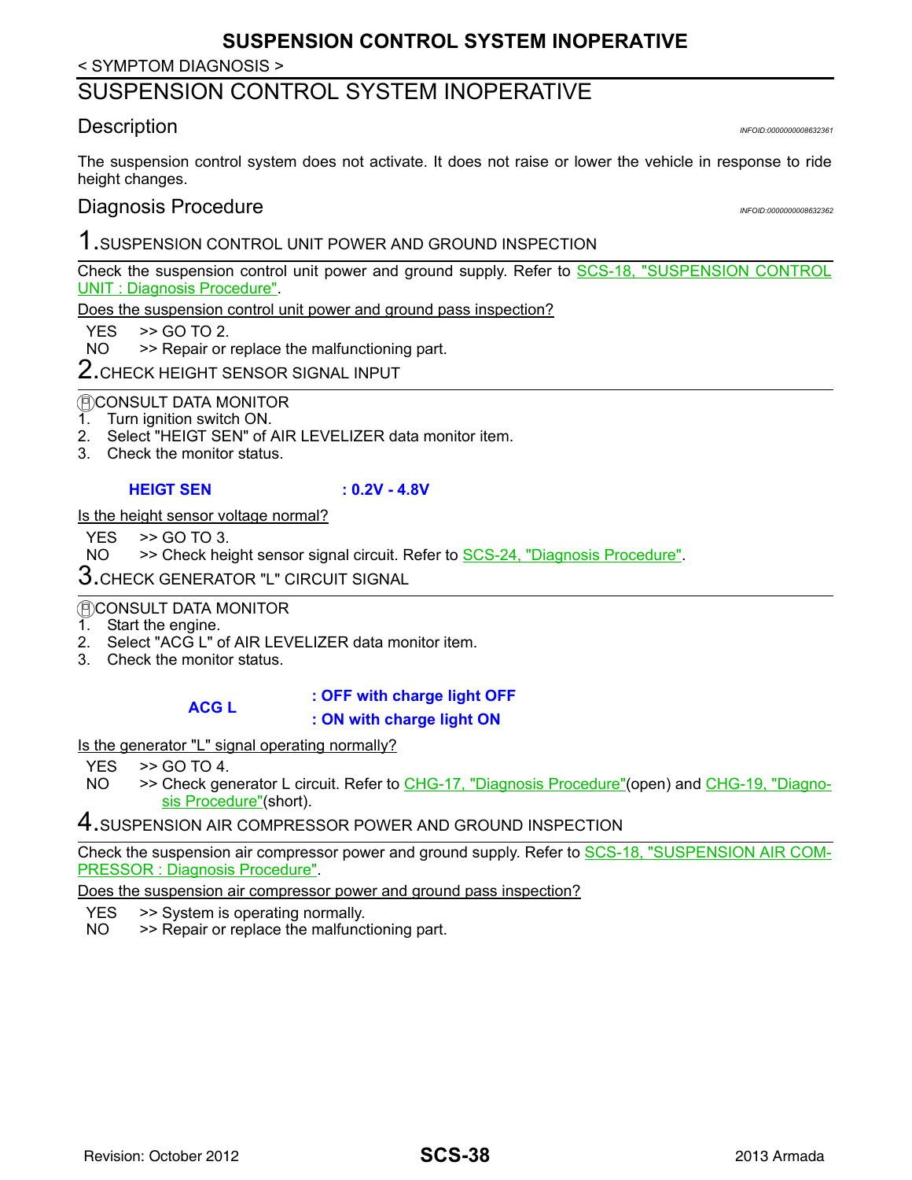< SYMPTOM DIAGNOSIS >

# SUSPENSION CONTROL SYSTEM INOPERATIVE

## Description

INFOID:0000000008632361

The suspension control system does not activate. It does not raise or lower the vehicle in response to ride height changes.

## Diagnosis Procedure

INFOID:0000000008632362

### 1.SUSPENSION CONTROL UNIT POWER AND GROUND INSPECTION

Check the suspension control unit power and ground supply. Refer to SCS-18, "SUSPENSION CONTROL UNIT : Diagnosis Procedure".

Does the suspension control unit power and ground pass inspection?

YES >> GO TO 2.
NO >> Repair or replace the malfunctioning part.

### 2.CHECK HEIGHT SENSOR SIGNAL INPUT

CONSULT DATA MONITOR

1. Turn ignition switch ON.
2. Select "HEIGT SEN" of AIR LEVELIZER data monitor item.
3. Check the monitor status.

**HEIGT SEN : 0.2V - 4.8V**

Is the height sensor voltage normal?

YES >> GO TO 3.
NO >> Check height sensor signal circuit. Refer to SCS-24, "Diagnosis Procedure".

### 3.CHECK GENERATOR "L" CIRCUIT SIGNAL

CONSULT DATA MONITOR

1. Start the engine.
2. Select "ACG L" of AIR LEVELIZER data monitor item.
3. Check the monitor status.

**ACG L : OFF with charge light OFF**
**: ON with charge light ON**

Is the generator "L" signal operating normally?

YES >> GO TO 4.
NO >> Check generator L circuit. Refer to CHG-17, "Diagnosis Procedure"(open) and CHG-19, "Diagnosis Procedure"(short).

### 4.SUSPENSION AIR COMPRESSOR POWER AND GROUND INSPECTION

Check the suspension air compressor power and ground supply. Refer to SCS-18, "SUSPENSION AIR COMPRESSOR : Diagnosis Procedure".

Does the suspension air compressor power and ground pass inspection?

YES >> System is operating normally.
NO >> Repair or replace the malfunctioning part.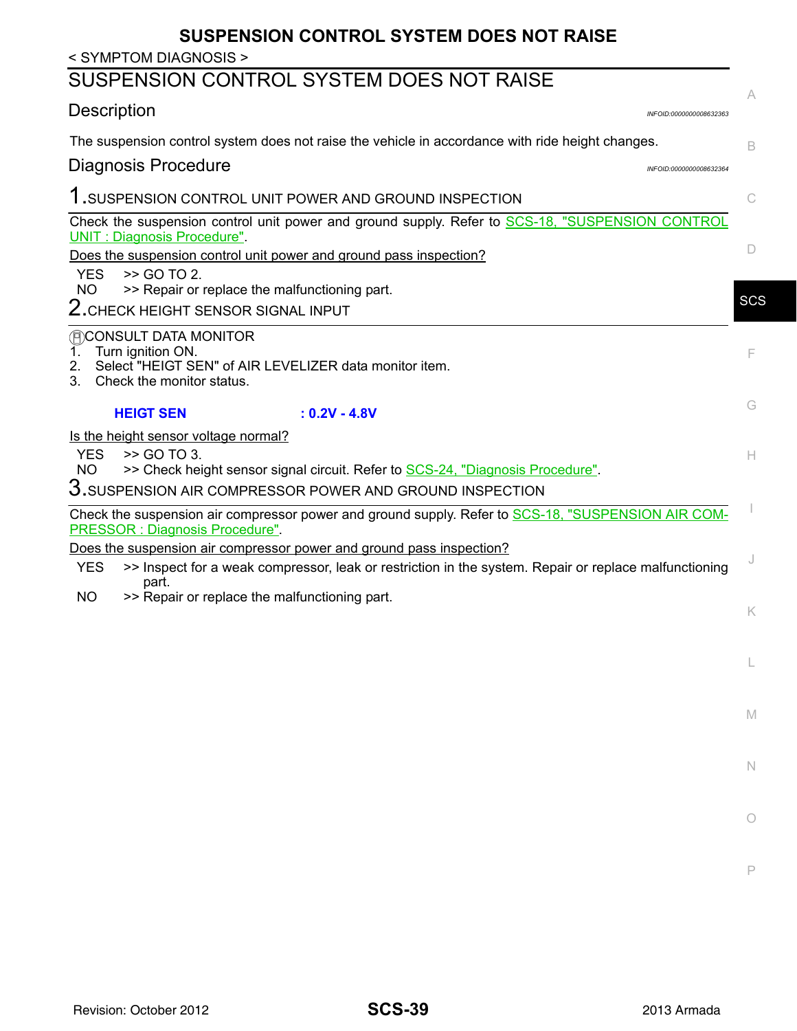< SYMPTOM DIAGNOSIS >

# SUSPENSION CONTROL SYSTEM DOES NOT RAISE

## Description

INFOID:0000000008632363

The suspension control system does not raise the vehicle in accordance with ride height changes.

## Diagnosis Procedure

INFOID:0000000008632364

### 1.SUSPENSION CONTROL UNIT POWER AND GROUND INSPECTION

Check the suspension control unit power and ground supply. Refer to SCS-18, "SUSPENSION CONTROL UNIT : Diagnosis Procedure".

Does the suspension control unit power and ground pass inspection?

YES >> GO TO 2.
NO >> Repair or replace the malfunctioning part.

### 2.CHECK HEIGHT SENSOR SIGNAL INPUT

CONSULT DATA MONITOR

1. Turn ignition ON.
2. Select "HEIGT SEN" of AIR LEVELIZER data monitor item.
3. Check the monitor status.

**HEIGT SEN : 0.2V - 4.8V**

Is the height sensor voltage normal?

YES >> GO TO 3.
NO >> Check height sensor signal circuit. Refer to SCS-24, "Diagnosis Procedure".

### 3.SUSPENSION AIR COMPRESSOR POWER AND GROUND INSPECTION

Check the suspension air compressor power and ground supply. Refer to SCS-18, "SUSPENSION AIR COMPRESSOR : Diagnosis Procedure".

Does the suspension air compressor power and ground pass inspection?

YES >> Inspect for a weak compressor, leak or restriction in the system. Repair or replace malfunctioning part.
NO >> Repair or replace the malfunctioning part.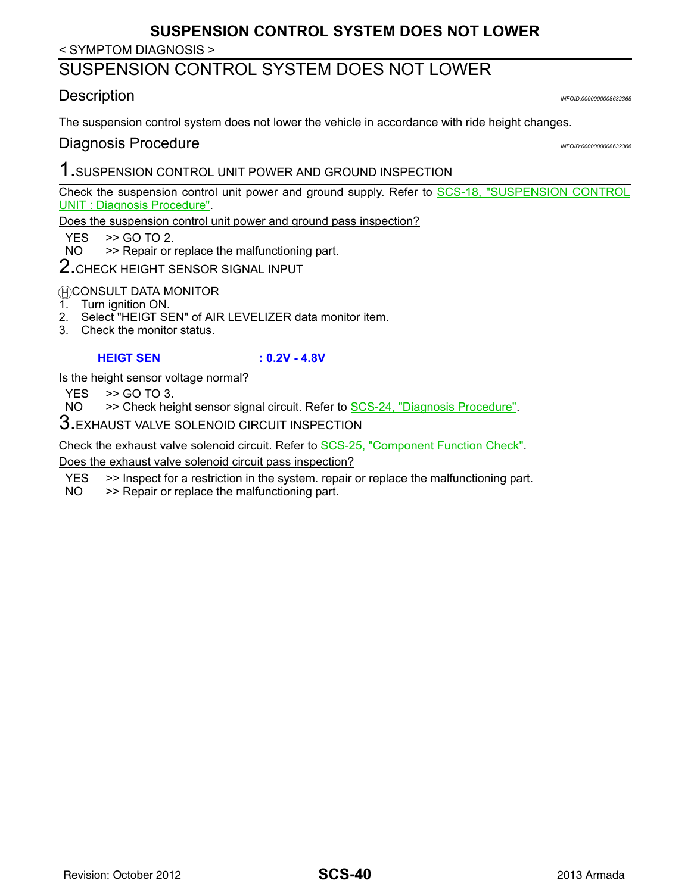< SYMPTOM DIAGNOSIS >

# SUSPENSION CONTROL SYSTEM DOES NOT LOWER

## Description

*INFOID:0000000008632365*

The suspension control system does not lower the vehicle in accordance with ride height changes.

## Diagnosis Procedure

*INFOID:0000000008632366*

### 1.SUSPENSION CONTROL UNIT POWER AND GROUND INSPECTION

Check the suspension control unit power and ground supply. Refer to SCS-18, "SUSPENSION CONTROL UNIT : Diagnosis Procedure".

Does the suspension control unit power and ground pass inspection?

- YES >> GO TO 2.
- NO >> Repair or replace the malfunctioning part.

### 2.CHECK HEIGHT SENSOR SIGNAL INPUT

CONSULT DATA MONITOR

1. Turn ignition ON.
2. Select "HEIGT SEN" of AIR LEVELIZER data monitor item.
3. Check the monitor status.

**HEIGT SEN : 0.2V - 4.8V**

Is the height sensor voltage normal?

- YES >> GO TO 3.
- NO >> Check height sensor signal circuit. Refer to SCS-24, "Diagnosis Procedure".

### 3.EXHAUST VALVE SOLENOID CIRCUIT INSPECTION

Check the exhaust valve solenoid circuit. Refer to SCS-25, "Component Function Check".

Does the exhaust valve solenoid circuit pass inspection?

- YES >> Inspect for a restriction in the system. repair or replace the malfunctioning part.
- NO >> Repair or replace the malfunctioning part.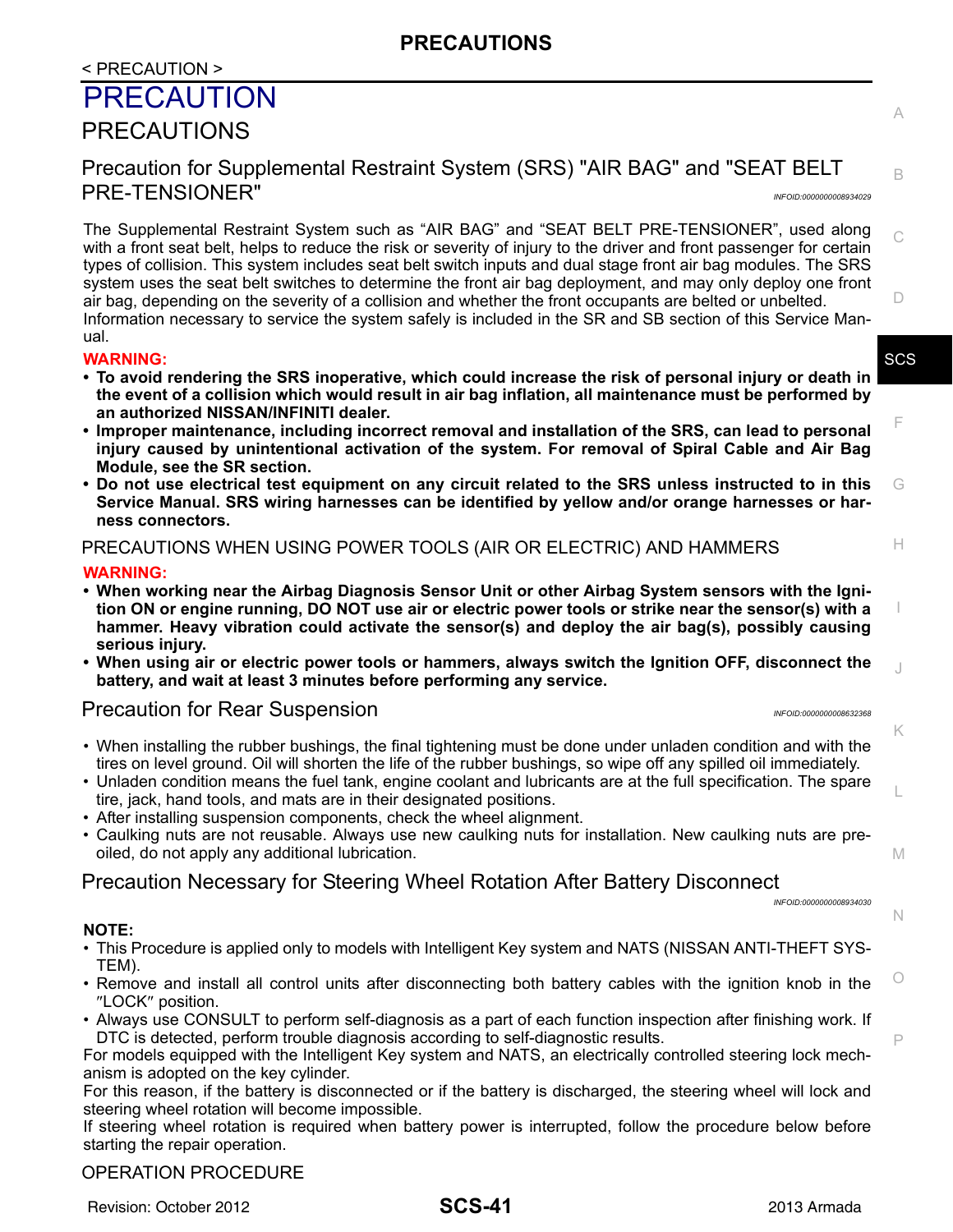< PRECAUTION >

# PRECAUTION

## PRECAUTIONS

### Precaution for Supplemental Restraint System (SRS) "AIR BAG" and "SEAT BELT PRE-TENSIONER"

*INFOID:0000000008934029*

The Supplemental Restraint System such as “AIR BAG” and “SEAT BELT PRE-TENSIONER”, used along with a front seat belt, helps to reduce the risk or severity of injury to the driver and front passenger for certain types of collision. This system includes seat belt switch inputs and dual stage front air bag modules. The SRS system uses the seat belt switches to determine the front air bag deployment, and may only deploy one front air bag, depending on the severity of a collision and whether the front occupants are belted or unbelted.
Information necessary to service the system safely is included in the SR and SB section of this Service Manual.

**WARNING:**

- **To avoid rendering the SRS inoperative, which could increase the risk of personal injury or death in the event of a collision which would result in air bag inflation, all maintenance must be performed by an authorized NISSAN/INFINITI dealer.**
- **Improper maintenance, including incorrect removal and installation of the SRS, can lead to personal injury caused by unintentional activation of the system. For removal of Spiral Cable and Air Bag Module, see the SR section.**
- **Do not use electrical test equipment on any circuit related to the SRS unless instructed to in this Service Manual. SRS wiring harnesses can be identified by yellow and/or orange harnesses or harness connectors.**

PRECAUTIONS WHEN USING POWER TOOLS (AIR OR ELECTRIC) AND HAMMERS

**WARNING:**

- **When working near the Airbag Diagnosis Sensor Unit or other Airbag System sensors with the Ignition ON or engine running, DO NOT use air or electric power tools or strike near the sensor(s) with a hammer. Heavy vibration could activate the sensor(s) and deploy the air bag(s), possibly causing serious injury.**
- **When using air or electric power tools or hammers, always switch the Ignition OFF, disconnect the battery, and wait at least 3 minutes before performing any service.**

### Precaution for Rear Suspension

*INFOID:0000000008632368*

- When installing the rubber bushings, the final tightening must be done under unladen condition and with the tires on level ground. Oil will shorten the life of the rubber bushings, so wipe off any spilled oil immediately.
- Unladen condition means the fuel tank, engine coolant and lubricants are at the full specification. The spare tire, jack, hand tools, and mats are in their designated positions.
- After installing suspension components, check the wheel alignment.
- Caulking nuts are not reusable. Always use new caulking nuts for installation. New caulking nuts are pre-oiled, do not apply any additional lubrication.

### Precaution Necessary for Steering Wheel Rotation After Battery Disconnect

*INFOID:0000000008934030*

**NOTE:**

- This Procedure is applied only to models with Intelligent Key system and NATS (NISSAN ANTI-THEFT SYSTEM).
- Remove and install all control units after disconnecting both battery cables with the ignition knob in the ″LOCK″ position.
- Always use CONSULT to perform self-diagnosis as a part of each function inspection after finishing work. If DTC is detected, perform trouble diagnosis according to self-diagnostic results.

For models equipped with the Intelligent Key system and NATS, an electrically controlled steering lock mechanism is adopted on the key cylinder.
For this reason, if the battery is disconnected or if the battery is discharged, the steering wheel will lock and steering wheel rotation will become impossible.
If steering wheel rotation is required when battery power is interrupted, follow the procedure below before starting the repair operation.

OPERATION PROCEDURE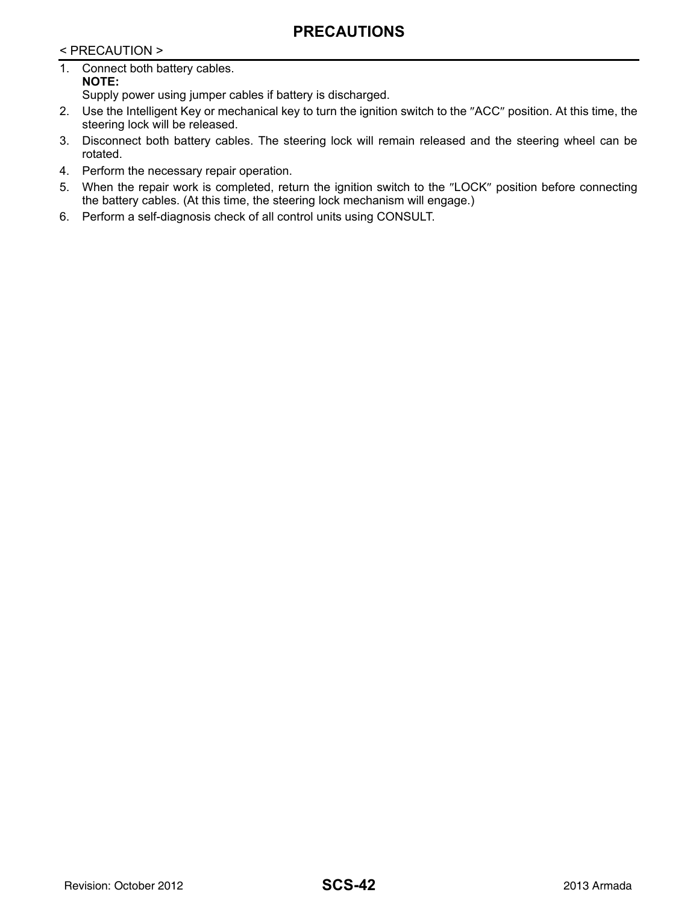1. Connect both battery cables.
   **NOTE:**
   Supply power using jumper cables if battery is discharged.
2. Use the Intelligent Key or mechanical key to turn the ignition switch to the ″ACC″ position. At this time, the steering lock will be released.
3. Disconnect both battery cables. The steering lock will remain released and the steering wheel can be rotated.
4. Perform the necessary repair operation.
5. When the repair work is completed, return the ignition switch to the ″LOCK″ position before connecting the battery cables. (At this time, the steering lock mechanism will engage.)
6. Perform a self-diagnosis check of all control units using CONSULT.